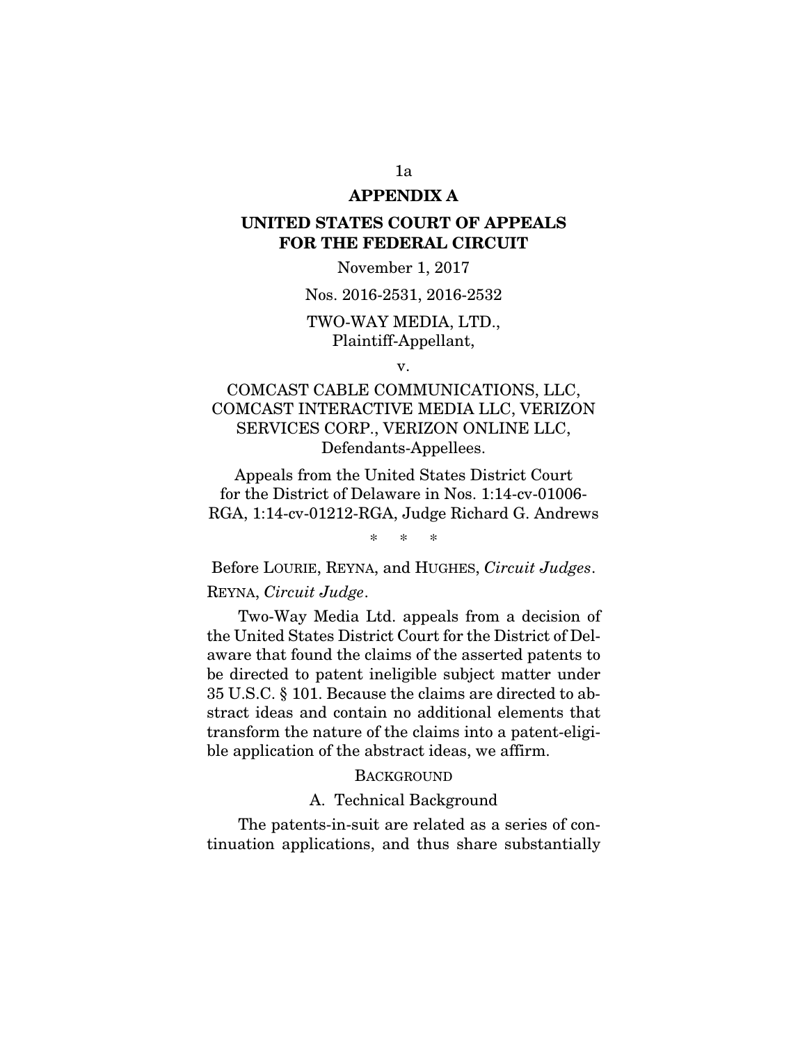# APPENDIX A

## UNITED STATES COURT OF APPEALS FOR THE FEDERAL CIRCUIT

November 1, 2017

Nos. 2016-2531, 2016-2532

TWO-WAY MEDIA, LTD.,
Plaintiff-Appellant,

v.

COMCAST CABLE COMMUNICATIONS, LLC, COMCAST INTERACTIVE MEDIA LLC, VERIZON SERVICES CORP., VERIZON ONLINE LLC,
Defendants-Appellees.

Appeals from the United States District Court for the District of Delaware in Nos. 1:14-cv-01006-RGA, 1:14-cv-01212-RGA, Judge Richard G. Andrews

\* \* \*

Before LOURIE, REYNA, and HUGHES, *Circuit Judges*.

REYNA, *Circuit Judge*.

Two-Way Media Ltd. appeals from a decision of the United States District Court for the District of Delaware that found the claims of the asserted patents to be directed to patent ineligible subject matter under 35 U.S.C. § 101. Because the claims are directed to abstract ideas and contain no additional elements that transform the nature of the claims into a patent-eligible application of the abstract ideas, we affirm.

### BACKGROUND

#### A. Technical Background

The patents-in-suit are related as a series of continuation applications, and thus share substantially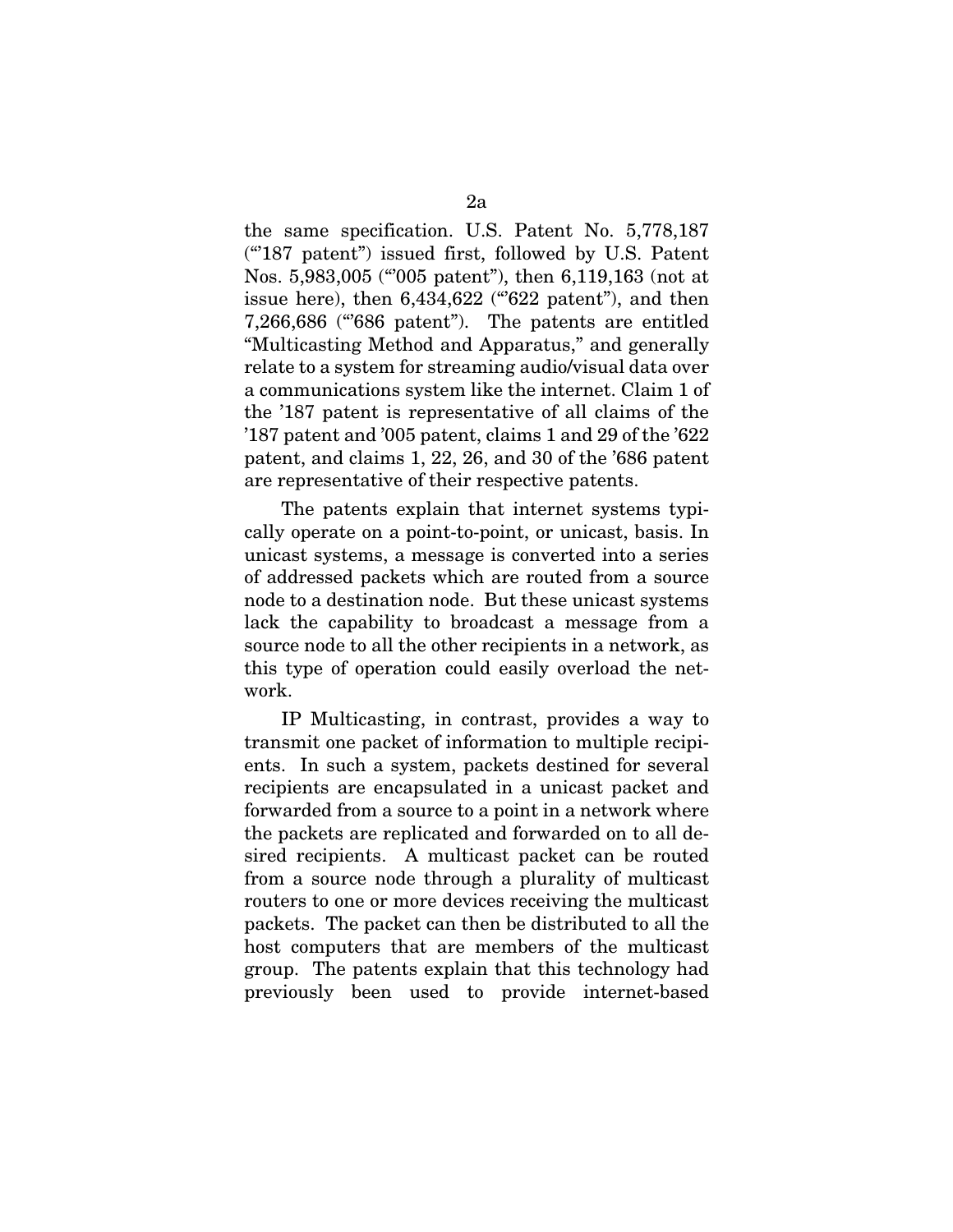the same specification. U.S. Patent No. 5,778,187 ("'187 patent") issued first, followed by U.S. Patent Nos. 5,983,005 ("'005 patent"), then 6,119,163 (not at issue here), then 6,434,622 ("'622 patent"), and then 7,266,686 ("'686 patent"). The patents are entitled "Multicasting Method and Apparatus," and generally relate to a system for streaming audio/visual data over a communications system like the internet. Claim 1 of the '187 patent is representative of all claims of the '187 patent and '005 patent, claims 1 and 29 of the '622 patent, and claims 1, 22, 26, and 30 of the '686 patent are representative of their respective patents.

The patents explain that internet systems typically operate on a point-to-point, or unicast, basis. In unicast systems, a message is converted into a series of addressed packets which are routed from a source node to a destination node. But these unicast systems lack the capability to broadcast a message from a source node to all the other recipients in a network, as this type of operation could easily overload the network.

IP Multicasting, in contrast, provides a way to transmit one packet of information to multiple recipients. In such a system, packets destined for several recipients are encapsulated in a unicast packet and forwarded from a source to a point in a network where the packets are replicated and forwarded on to all desired recipients. A multicast packet can be routed from a source node through a plurality of multicast routers to one or more devices receiving the multicast packets. The packet can then be distributed to all the host computers that are members of the multicast group. The patents explain that this technology had previously been used to provide internet-based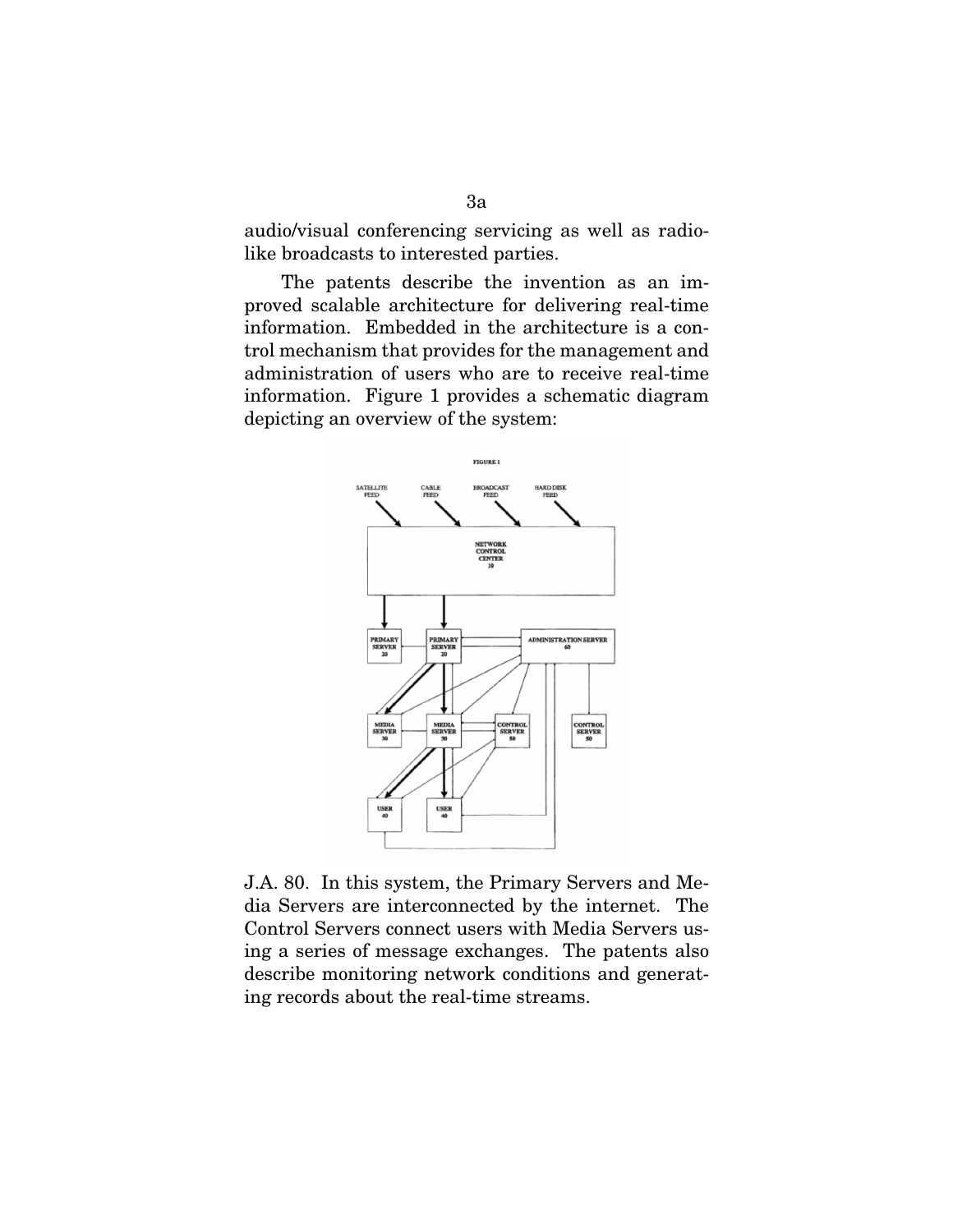audio/visual conferencing servicing as well as radio-like broadcasts to interested parties.

The patents describe the invention as an improved scalable architecture for delivering real-time information. Embedded in the architecture is a control mechanism that provides for the management and administration of users who are to receive real-time information. Figure 1 provides a schematic diagram depicting an overview of the system:

J.A. 80. In this system, the Primary Servers and Media Servers are interconnected by the internet. The Control Servers connect users with Media Servers using a series of message exchanges. The patents also describe monitoring network conditions and generating records about the real-time streams.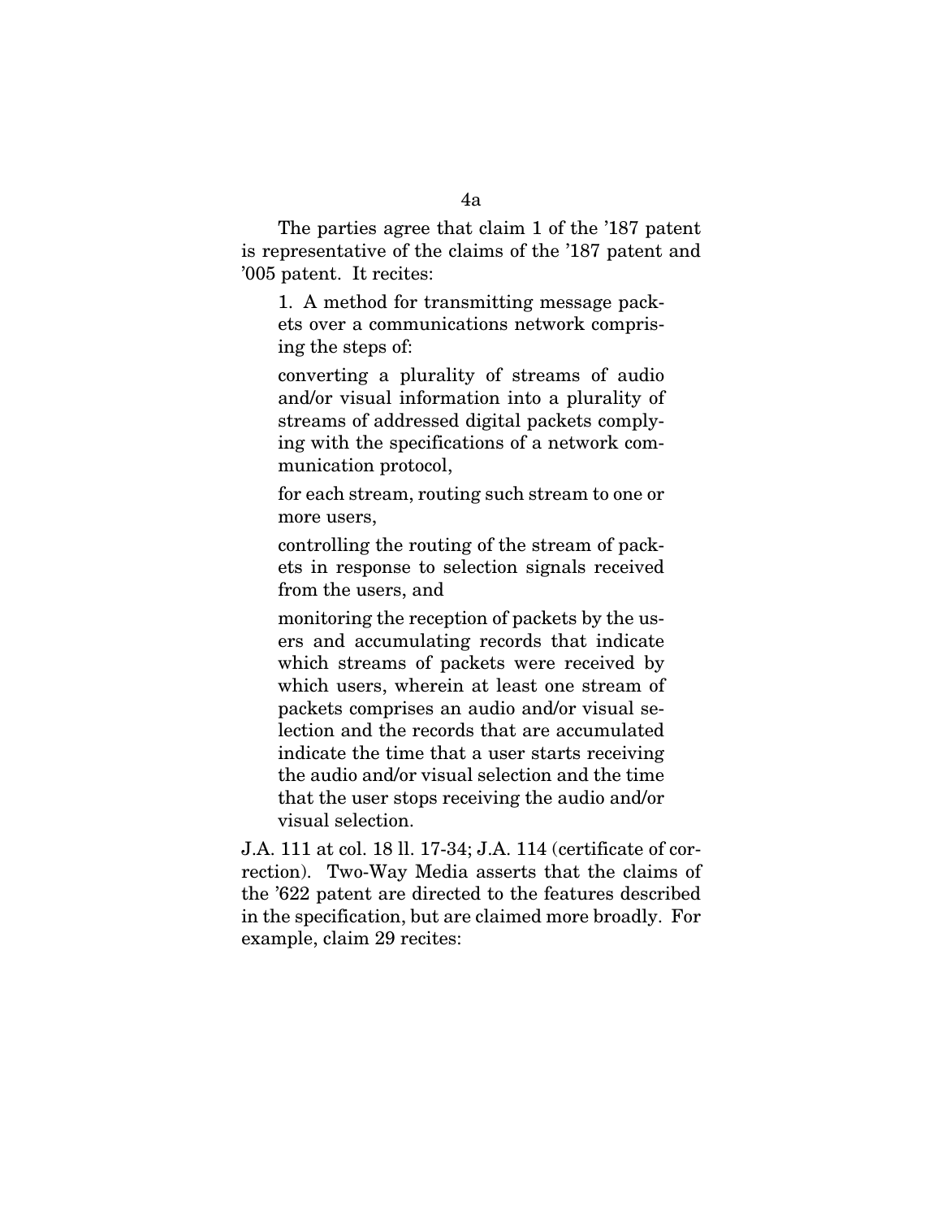The parties agree that claim 1 of the '187 patent is representative of the claims of the '187 patent and '005 patent. It recites:

> 1. A method for transmitting message packets over a communications network comprising the steps of:
>
> converting a plurality of streams of audio and/or visual information into a plurality of streams of addressed digital packets complying with the specifications of a network communication protocol,
>
> for each stream, routing such stream to one or more users,
>
> controlling the routing of the stream of packets in response to selection signals received from the users, and
>
> monitoring the reception of packets by the users and accumulating records that indicate which streams of packets were received by which users, wherein at least one stream of packets comprises an audio and/or visual selection and the records that are accumulated indicate the time that a user starts receiving the audio and/or visual selection and the time that the user stops receiving the audio and/or visual selection.

J.A. 111 at col. 18 ll. 17-34; J.A. 114 (certificate of correction). Two-Way Media asserts that the claims of the '622 patent are directed to the features described in the specification, but are claimed more broadly. For example, claim 29 recites: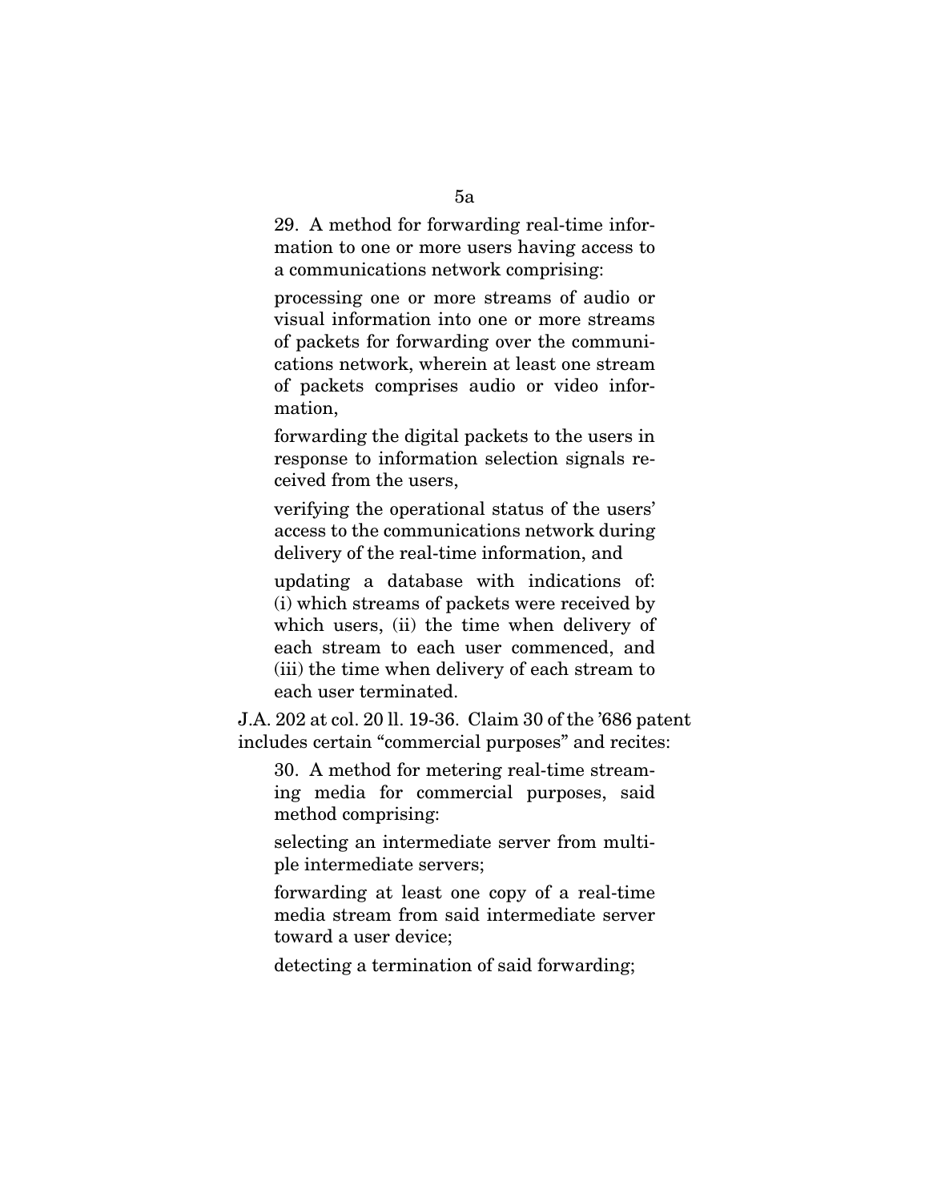29. A method for forwarding real-time information to one or more users having access to a communications network comprising:

processing one or more streams of audio or visual information into one or more streams of packets for forwarding over the communications network, wherein at least one stream of packets comprises audio or video information,

forwarding the digital packets to the users in response to information selection signals received from the users,

verifying the operational status of the users' access to the communications network during delivery of the real-time information, and

updating a database with indications of: (i) which streams of packets were received by which users, (ii) the time when delivery of each stream to each user commenced, and (iii) the time when delivery of each stream to each user terminated.

J.A. 202 at col. 20 ll. 19-36. Claim 30 of the '686 patent includes certain "commercial purposes" and recites:

30. A method for metering real-time streaming media for commercial purposes, said method comprising:

selecting an intermediate server from multiple intermediate servers;

forwarding at least one copy of a real-time media stream from said intermediate server toward a user device;

detecting a termination of said forwarding;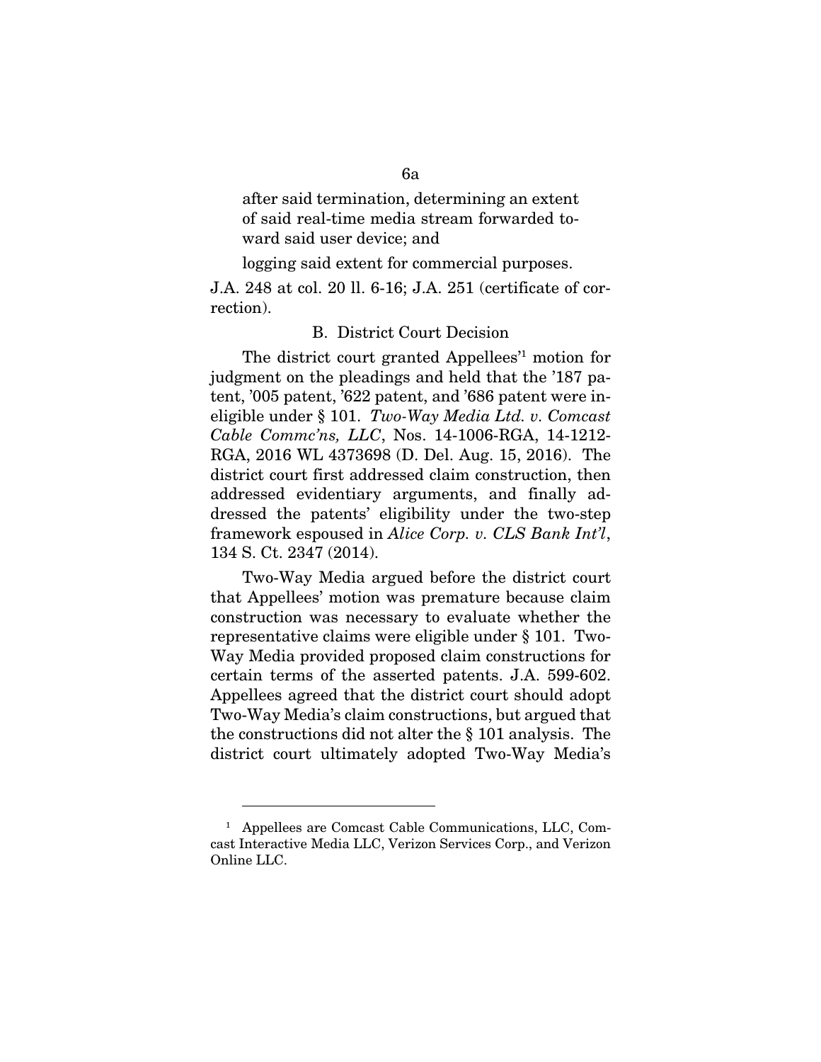after said termination, determining an extent of said real-time media stream forwarded toward said user device; and

logging said extent for commercial purposes.

J.A. 248 at col. 20 ll. 6-16; J.A. 251 (certificate of correction).

B. District Court Decision

The district court granted Appellees'[1] motion for judgment on the pleadings and held that the '187 patent, '005 patent, '622 patent, and '686 patent were ineligible under § 101. *Two-Way Media Ltd. v. Comcast Cable Commc'ns, LLC*, Nos. 14-1006-RGA, 14-1212-RGA, 2016 WL 4373698 (D. Del. Aug. 15, 2016). The district court first addressed claim construction, then addressed evidentiary arguments, and finally addressed the patents' eligibility under the two-step framework espoused in *Alice Corp. v. CLS Bank Int'l*, 134 S. Ct. 2347 (2014).

Two-Way Media argued before the district court that Appellees' motion was premature because claim construction was necessary to evaluate whether the representative claims were eligible under § 101. Two-Way Media provided proposed claim constructions for certain terms of the asserted patents. J.A. 599-602. Appellees agreed that the district court should adopt Two-Way Media's claim constructions, but argued that the constructions did not alter the § 101 analysis. The district court ultimately adopted Two-Way Media's

---

[1] Appellees are Comcast Cable Communications, LLC, Comcast Interactive Media LLC, Verizon Services Corp., and Verizon Online LLC.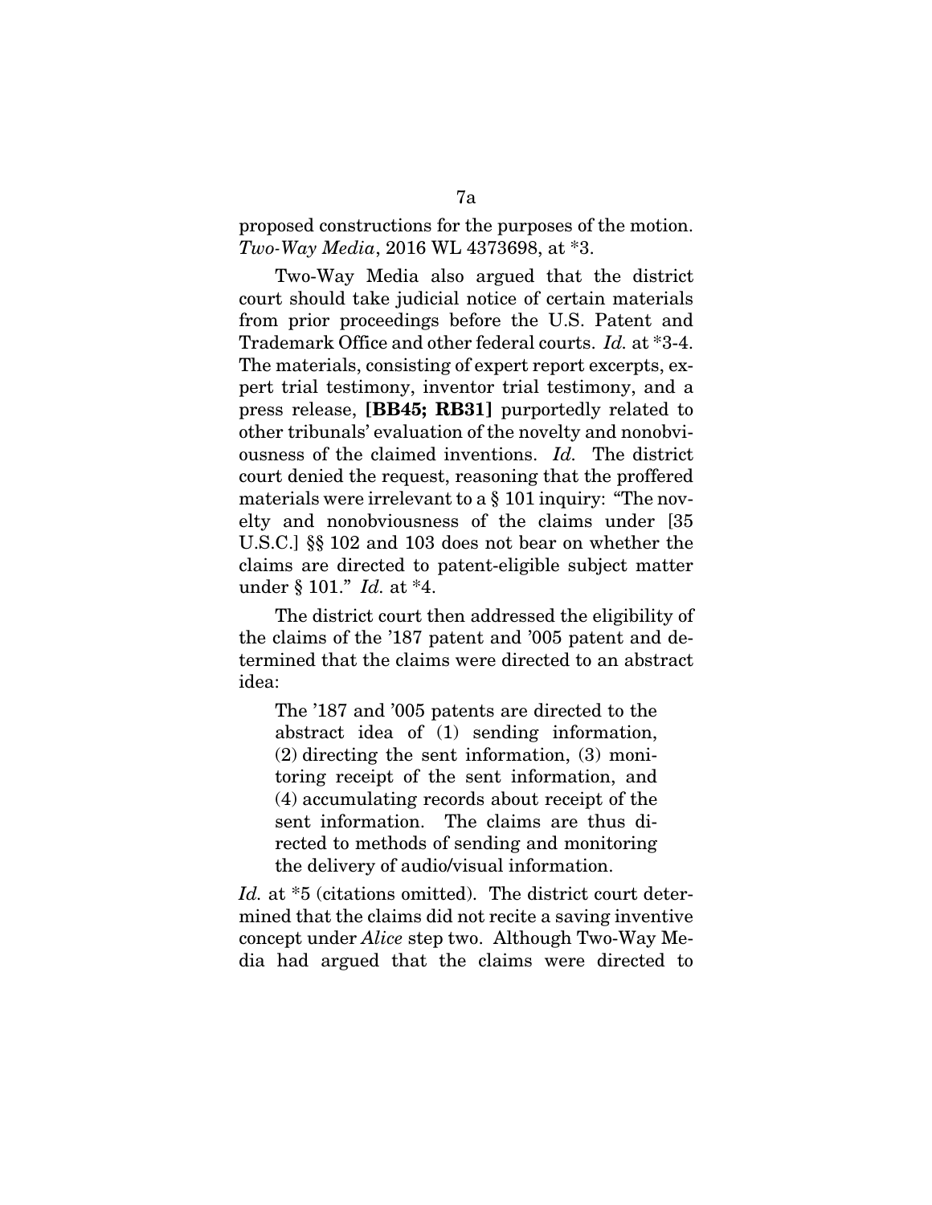proposed constructions for the purposes of the motion. *Two-Way Media*, 2016 WL 4373698, at *3.

Two-Way Media also argued that the district court should take judicial notice of certain materials from prior proceedings before the U.S. Patent and Trademark Office and other federal courts. *Id.* at *3-4. The materials, consisting of expert report excerpts, expert trial testimony, inventor trial testimony, and a press release, **[BB45; RB31]** purportedly related to other tribunals' evaluation of the novelty and nonobviousness of the claimed inventions. *Id.* The district court denied the request, reasoning that the proffered materials were irrelevant to a § 101 inquiry: "The novelty and nonobviousness of the claims under [35 U.S.C.] §§ 102 and 103 does not bear on whether the claims are directed to patent-eligible subject matter under § 101." *Id.* at *4.

The district court then addressed the eligibility of the claims of the '187 patent and '005 patent and determined that the claims were directed to an abstract idea:

> The '187 and '005 patents are directed to the abstract idea of (1) sending information, (2) directing the sent information, (3) monitoring receipt of the sent information, and (4) accumulating records about receipt of the sent information. The claims are thus directed to methods of sending and monitoring the delivery of audio/visual information.

*Id.* at *5 (citations omitted). The district court determined that the claims did not recite a saving inventive concept under *Alice* step two. Although Two-Way Media had argued that the claims were directed to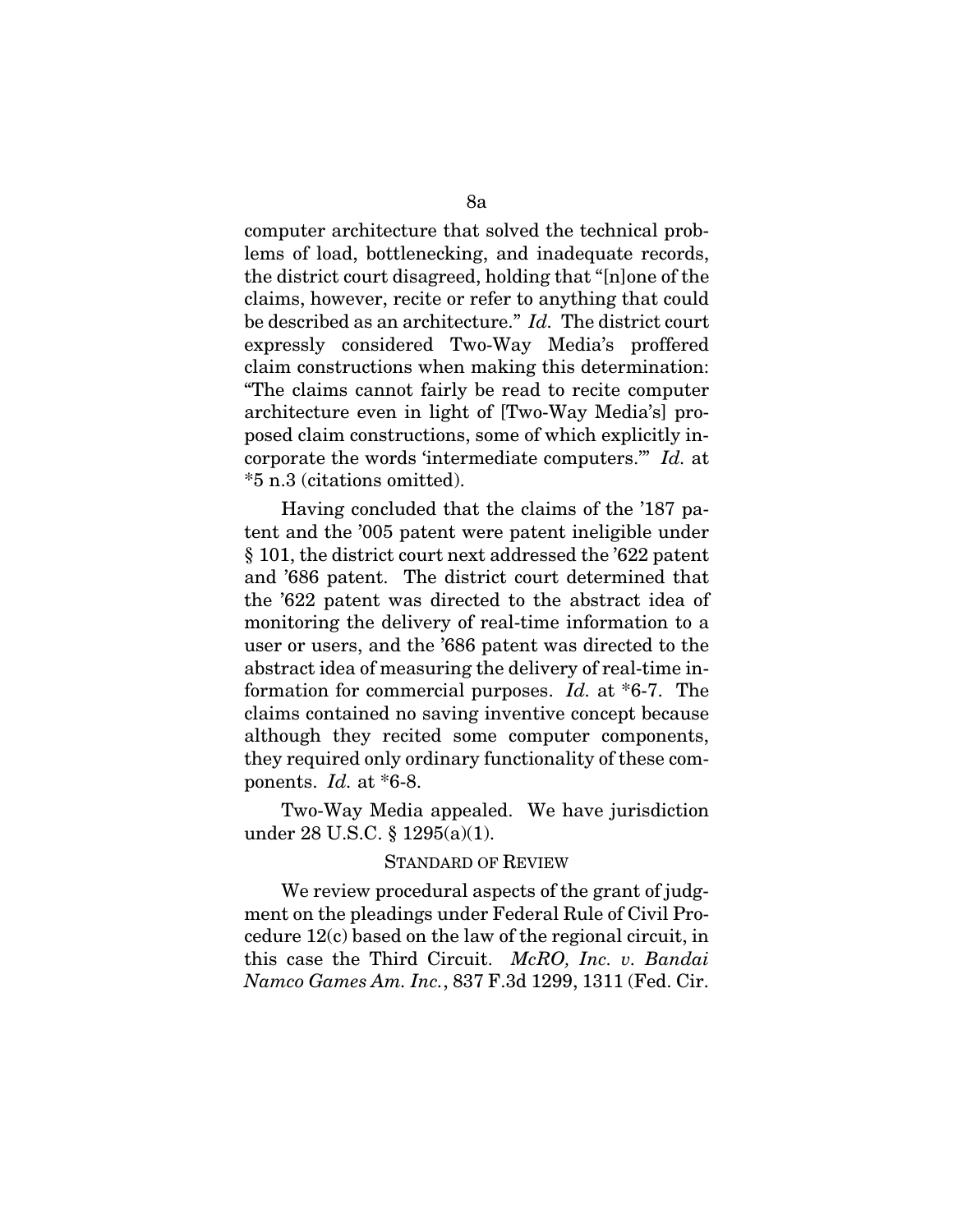computer architecture that solved the technical problems of load, bottlenecking, and inadequate records, the district court disagreed, holding that "[n]one of the claims, however, recite or refer to anything that could be described as an architecture." *Id.* The district court expressly considered Two-Way Media's proffered claim constructions when making this determination: "The claims cannot fairly be read to recite computer architecture even in light of [Two-Way Media's] proposed claim constructions, some of which explicitly incorporate the words 'intermediate computers.'" *Id.* at *5 n.3 (citations omitted).

Having concluded that the claims of the '187 patent and the '005 patent were patent ineligible under § 101, the district court next addressed the '622 patent and '686 patent. The district court determined that the '622 patent was directed to the abstract idea of monitoring the delivery of real-time information to a user or users, and the '686 patent was directed to the abstract idea of measuring the delivery of real-time information for commercial purposes. *Id.* at *6-7. The claims contained no saving inventive concept because although they recited some computer components, they required only ordinary functionality of these components. *Id.* at *6-8.

Two-Way Media appealed. We have jurisdiction under 28 U.S.C. § 1295(a)(1).

### STANDARD OF REVIEW

We review procedural aspects of the grant of judgment on the pleadings under Federal Rule of Civil Procedure 12(c) based on the law of the regional circuit, in this case the Third Circuit. *McRO, Inc. v. Bandai Namco Games Am. Inc.*, 837 F.3d 1299, 1311 (Fed. Cir.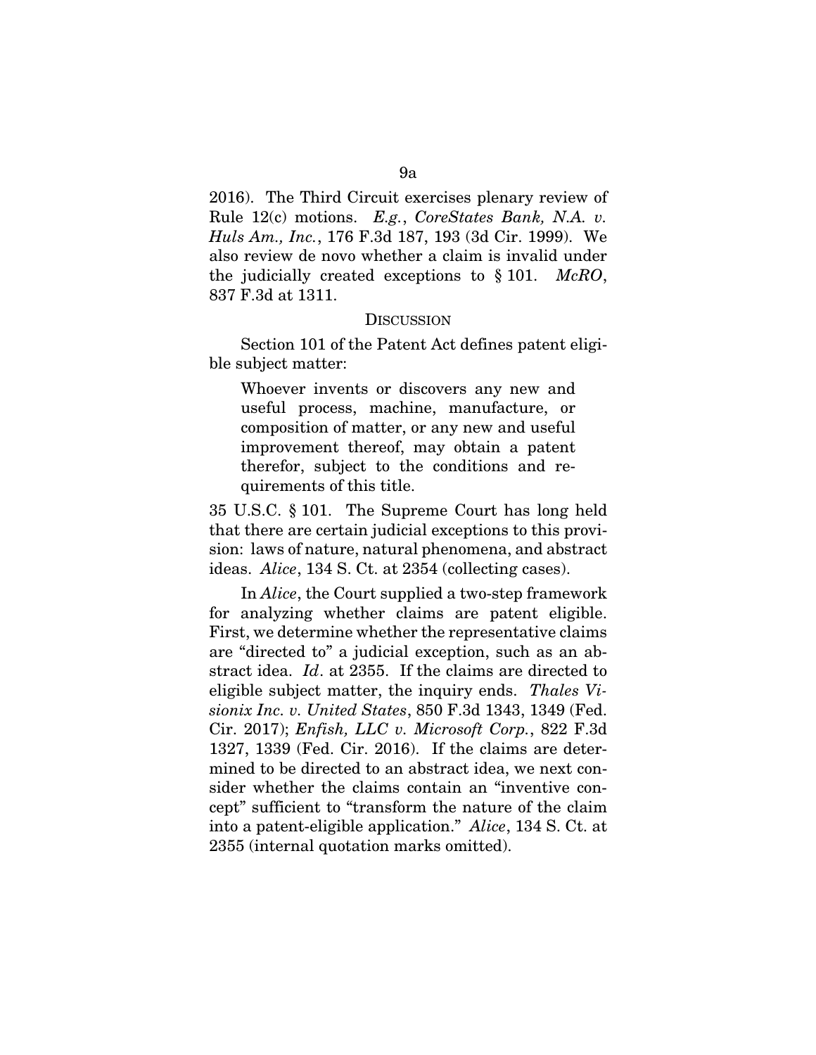2016). The Third Circuit exercises plenary review of Rule 12(c) motions. *E.g.*, *CoreStates Bank, N.A. v. Huls Am., Inc.*, 176 F.3d 187, 193 (3d Cir. 1999). We also review de novo whether a claim is invalid under the judicially created exceptions to § 101. *McRO*, 837 F.3d at 1311.

## DISCUSSION

Section 101 of the Patent Act defines patent eligible subject matter:

> Whoever invents or discovers any new and useful process, machine, manufacture, or composition of matter, or any new and useful improvement thereof, may obtain a patent therefor, subject to the conditions and requirements of this title.

35 U.S.C. § 101. The Supreme Court has long held that there are certain judicial exceptions to this provision: laws of nature, natural phenomena, and abstract ideas. *Alice*, 134 S. Ct. at 2354 (collecting cases).

In *Alice*, the Court supplied a two-step framework for analyzing whether claims are patent eligible. First, we determine whether the representative claims are "directed to" a judicial exception, such as an abstract idea. *Id*. at 2355. If the claims are directed to eligible subject matter, the inquiry ends. *Thales Visionix Inc. v. United States*, 850 F.3d 1343, 1349 (Fed. Cir. 2017); *Enfish, LLC v. Microsoft Corp.*, 822 F.3d 1327, 1339 (Fed. Cir. 2016). If the claims are determined to be directed to an abstract idea, we next consider whether the claims contain an "inventive concept" sufficient to "transform the nature of the claim into a patent-eligible application." *Alice*, 134 S. Ct. at 2355 (internal quotation marks omitted).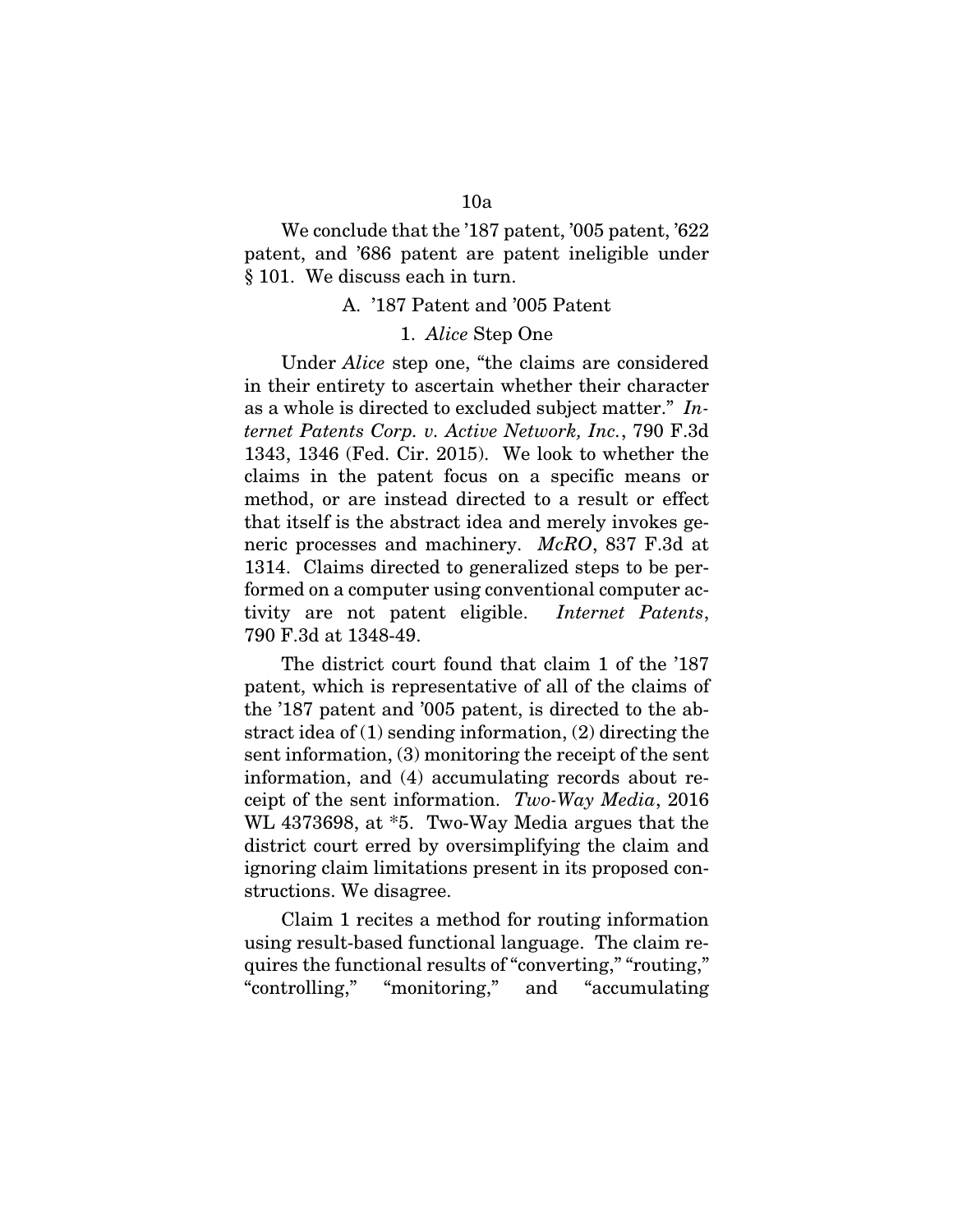We conclude that the '187 patent, '005 patent, '622 patent, and '686 patent are patent ineligible under § 101. We discuss each in turn.

### A. '187 Patent and '005 Patent

#### 1. *Alice* Step One

Under *Alice* step one, "the claims are considered in their entirety to ascertain whether their character as a whole is directed to excluded subject matter." *Internet Patents Corp. v. Active Network, Inc.*, 790 F.3d 1343, 1346 (Fed. Cir. 2015). We look to whether the claims in the patent focus on a specific means or method, or are instead directed to a result or effect that itself is the abstract idea and merely invokes generic processes and machinery. *McRO*, 837 F.3d at 1314. Claims directed to generalized steps to be performed on a computer using conventional computer activity are not patent eligible. *Internet Patents*, 790 F.3d at 1348-49.

The district court found that claim 1 of the '187 patent, which is representative of all of the claims of the '187 patent and '005 patent, is directed to the abstract idea of (1) sending information, (2) directing the sent information, (3) monitoring the receipt of the sent information, and (4) accumulating records about receipt of the sent information. *Two-Way Media*, 2016 WL 4373698, at \*5. Two-Way Media argues that the district court erred by oversimplifying the claim and ignoring claim limitations present in its proposed constructions. We disagree.

Claim 1 recites a method for routing information using result-based functional language. The claim requires the functional results of "converting," "routing," "controlling," "monitoring," and "accumulating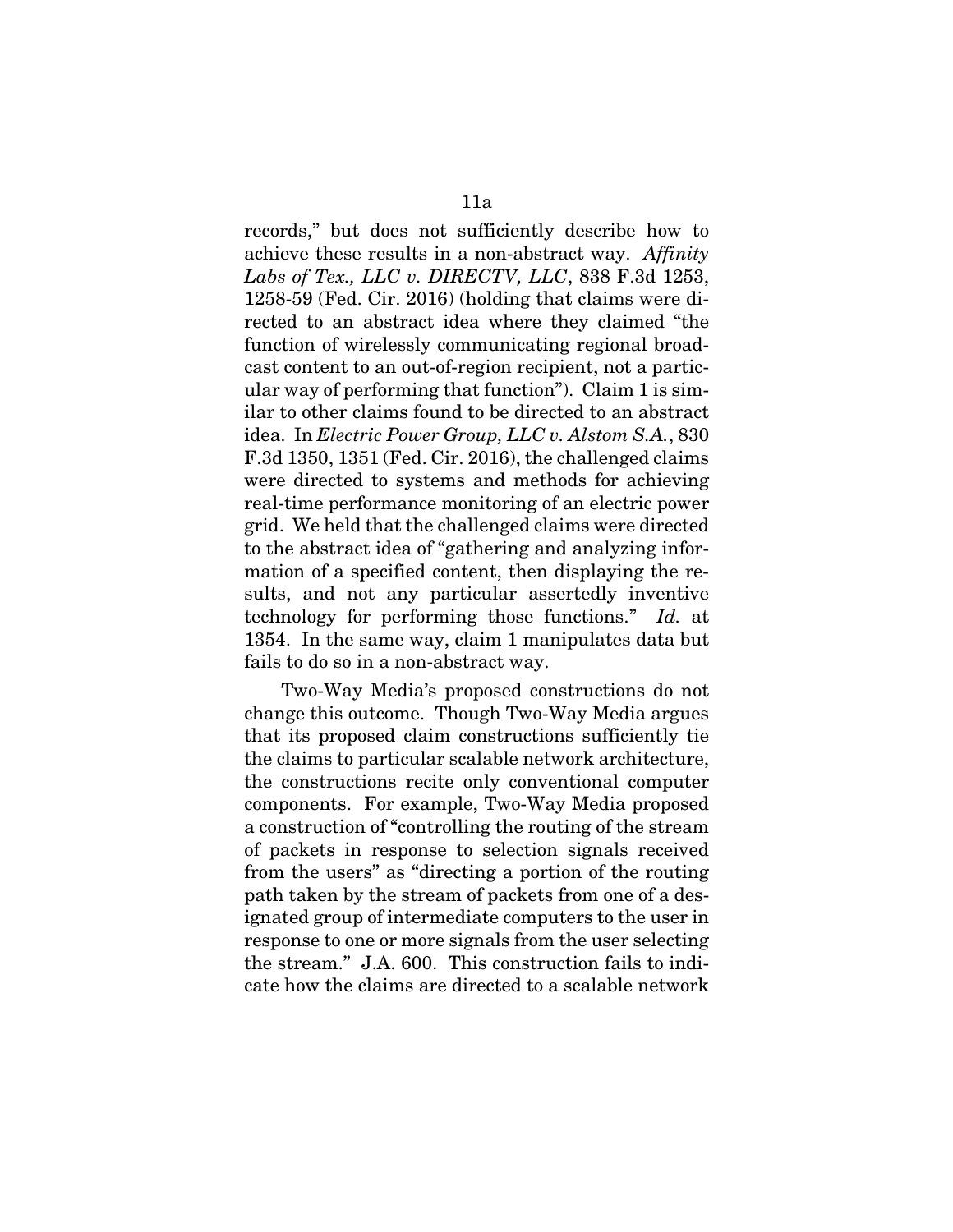records," but does not sufficiently describe how to achieve these results in a non-abstract way. *Affinity Labs of Tex., LLC v. DIRECTV, LLC*, 838 F.3d 1253, 1258-59 (Fed. Cir. 2016) (holding that claims were directed to an abstract idea where they claimed "the function of wirelessly communicating regional broadcast content to an out-of-region recipient, not a particular way of performing that function"). Claim 1 is similar to other claims found to be directed to an abstract idea. In *Electric Power Group, LLC v. Alstom S.A.*, 830 F.3d 1350, 1351 (Fed. Cir. 2016), the challenged claims were directed to systems and methods for achieving real-time performance monitoring of an electric power grid. We held that the challenged claims were directed to the abstract idea of "gathering and analyzing information of a specified content, then displaying the results, and not any particular assertedly inventive technology for performing those functions." *Id.* at 1354. In the same way, claim 1 manipulates data but fails to do so in a non-abstract way.

Two-Way Media's proposed constructions do not change this outcome. Though Two-Way Media argues that its proposed claim constructions sufficiently tie the claims to particular scalable network architecture, the constructions recite only conventional computer components. For example, Two-Way Media proposed a construction of "controlling the routing of the stream of packets in response to selection signals received from the users" as "directing a portion of the routing path taken by the stream of packets from one of a designated group of intermediate computers to the user in response to one or more signals from the user selecting the stream." J.A. 600. This construction fails to indicate how the claims are directed to a scalable network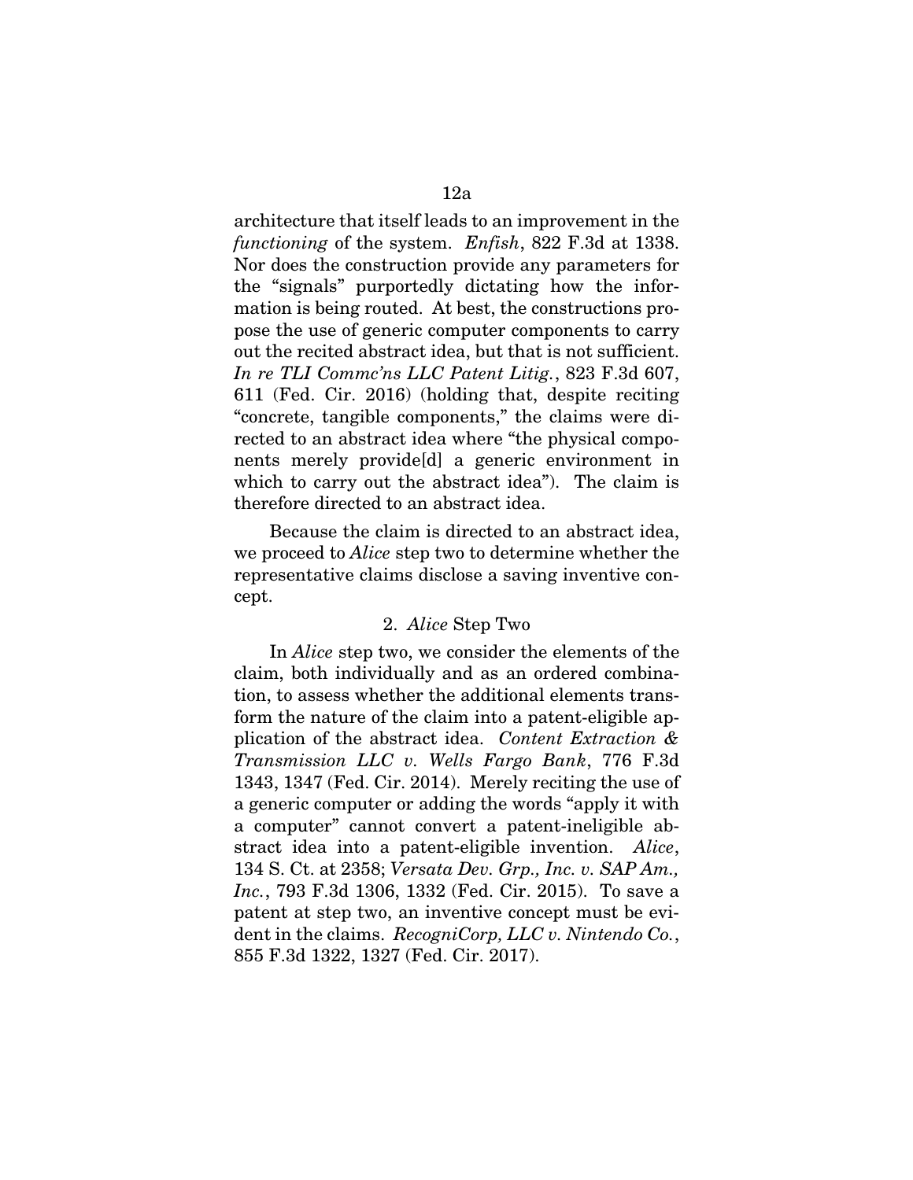architecture that itself leads to an improvement in the *functioning* of the system. *Enfish*, 822 F.3d at 1338. Nor does the construction provide any parameters for the "signals" purportedly dictating how the information is being routed. At best, the constructions propose the use of generic computer components to carry out the recited abstract idea, but that is not sufficient. *In re TLI Commc'ns LLC Patent Litig.*, 823 F.3d 607, 611 (Fed. Cir. 2016) (holding that, despite reciting "concrete, tangible components," the claims were directed to an abstract idea where "the physical components merely provide[d] a generic environment in which to carry out the abstract idea"). The claim is therefore directed to an abstract idea.

Because the claim is directed to an abstract idea, we proceed to *Alice* step two to determine whether the representative claims disclose a saving inventive concept.

### 2. *Alice* Step Two

In *Alice* step two, we consider the elements of the claim, both individually and as an ordered combination, to assess whether the additional elements transform the nature of the claim into a patent-eligible application of the abstract idea. *Content Extraction & Transmission LLC v. Wells Fargo Bank*, 776 F.3d 1343, 1347 (Fed. Cir. 2014). Merely reciting the use of a generic computer or adding the words "apply it with a computer" cannot convert a patent-ineligible abstract idea into a patent-eligible invention. *Alice*, 134 S. Ct. at 2358; *Versata Dev. Grp., Inc. v. SAP Am., Inc.*, 793 F.3d 1306, 1332 (Fed. Cir. 2015). To save a patent at step two, an inventive concept must be evident in the claims. *RecogniCorp, LLC v. Nintendo Co.*, 855 F.3d 1322, 1327 (Fed. Cir. 2017).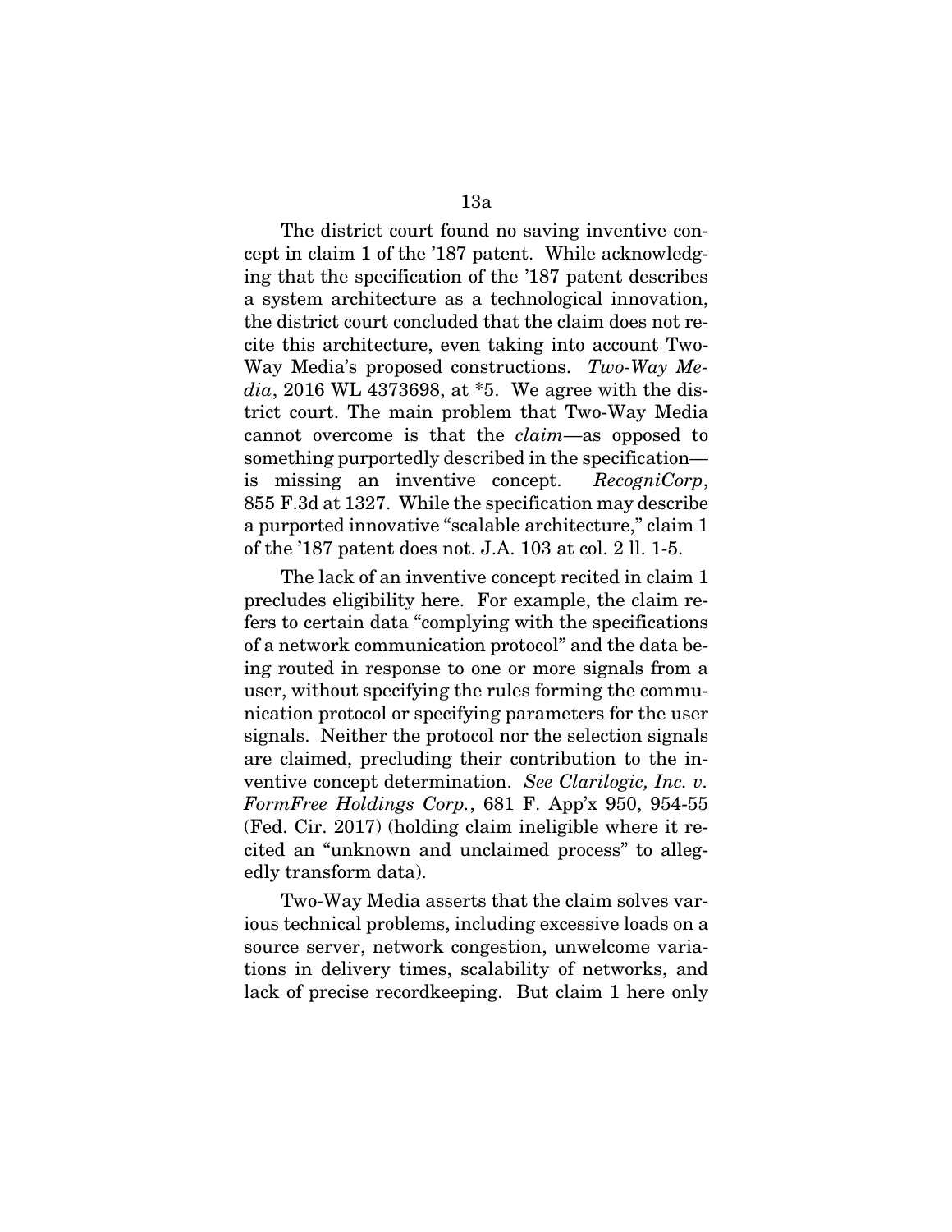The district court found no saving inventive concept in claim 1 of the '187 patent. While acknowledging that the specification of the '187 patent describes a system architecture as a technological innovation, the district court concluded that the claim does not recite this architecture, even taking into account Two-Way Media's proposed constructions. *Two-Way Media*, 2016 WL 4373698, at *5. We agree with the district court. The main problem that Two-Way Media cannot overcome is that the *claim*—as opposed to something purportedly described in the specification—is missing an inventive concept. *RecogniCorp*, 855 F.3d at 1327. While the specification may describe a purported innovative "scalable architecture," claim 1 of the '187 patent does not. J.A. 103 at col. 2 ll. 1-5.

The lack of an inventive concept recited in claim 1 precludes eligibility here. For example, the claim refers to certain data "complying with the specifications of a network communication protocol" and the data being routed in response to one or more signals from a user, without specifying the rules forming the communication protocol or specifying parameters for the user signals. Neither the protocol nor the selection signals are claimed, precluding their contribution to the inventive concept determination. *See Clarilogic, Inc. v. FormFree Holdings Corp.*, 681 F. App'x 950, 954-55 (Fed. Cir. 2017) (holding claim ineligible where it recited an "unknown and unclaimed process" to allegedly transform data).

Two-Way Media asserts that the claim solves various technical problems, including excessive loads on a source server, network congestion, unwelcome variations in delivery times, scalability of networks, and lack of precise recordkeeping. But claim 1 here only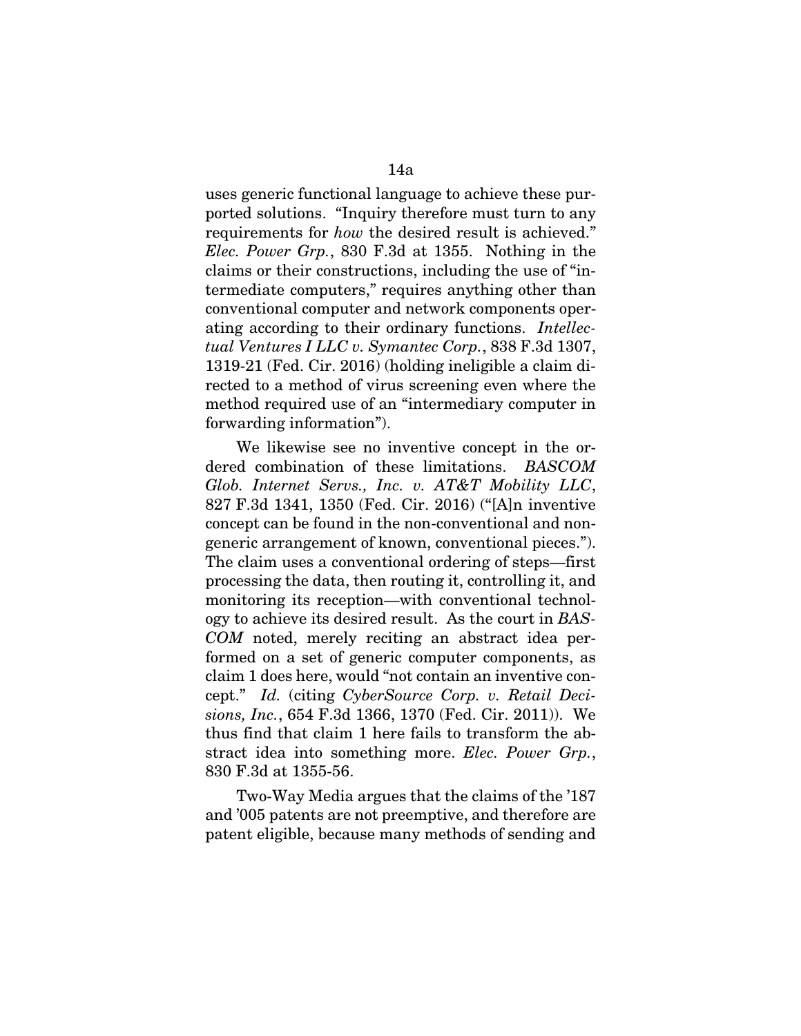uses generic functional language to achieve these purported solutions. "Inquiry therefore must turn to any requirements for *how* the desired result is achieved." *Elec. Power Grp.*, 830 F.3d at 1355. Nothing in the claims or their constructions, including the use of "intermediate computers," requires anything other than conventional computer and network components operating according to their ordinary functions. *Intellectual Ventures I LLC v. Symantec Corp.*, 838 F.3d 1307, 1319-21 (Fed. Cir. 2016) (holding ineligible a claim directed to a method of virus screening even where the method required use of an "intermediary computer in forwarding information").

We likewise see no inventive concept in the ordered combination of these limitations. *BASCOM Glob. Internet Servs., Inc. v. AT&T Mobility LLC*, 827 F.3d 1341, 1350 (Fed. Cir. 2016) ("[A]n inventive concept can be found in the non-conventional and non-generic arrangement of known, conventional pieces."). The claim uses a conventional ordering of steps—first processing the data, then routing it, controlling it, and monitoring its reception—with conventional technology to achieve its desired result. As the court in *BASCOM* noted, merely reciting an abstract idea performed on a set of generic computer components, as claim 1 does here, would "not contain an inventive concept." *Id.* (citing *CyberSource Corp. v. Retail Decisions, Inc.*, 654 F.3d 1366, 1370 (Fed. Cir. 2011)). We thus find that claim 1 here fails to transform the abstract idea into something more. *Elec. Power Grp.*, 830 F.3d at 1355-56.

Two-Way Media argues that the claims of the '187 and '005 patents are not preemptive, and therefore are patent eligible, because many methods of sending and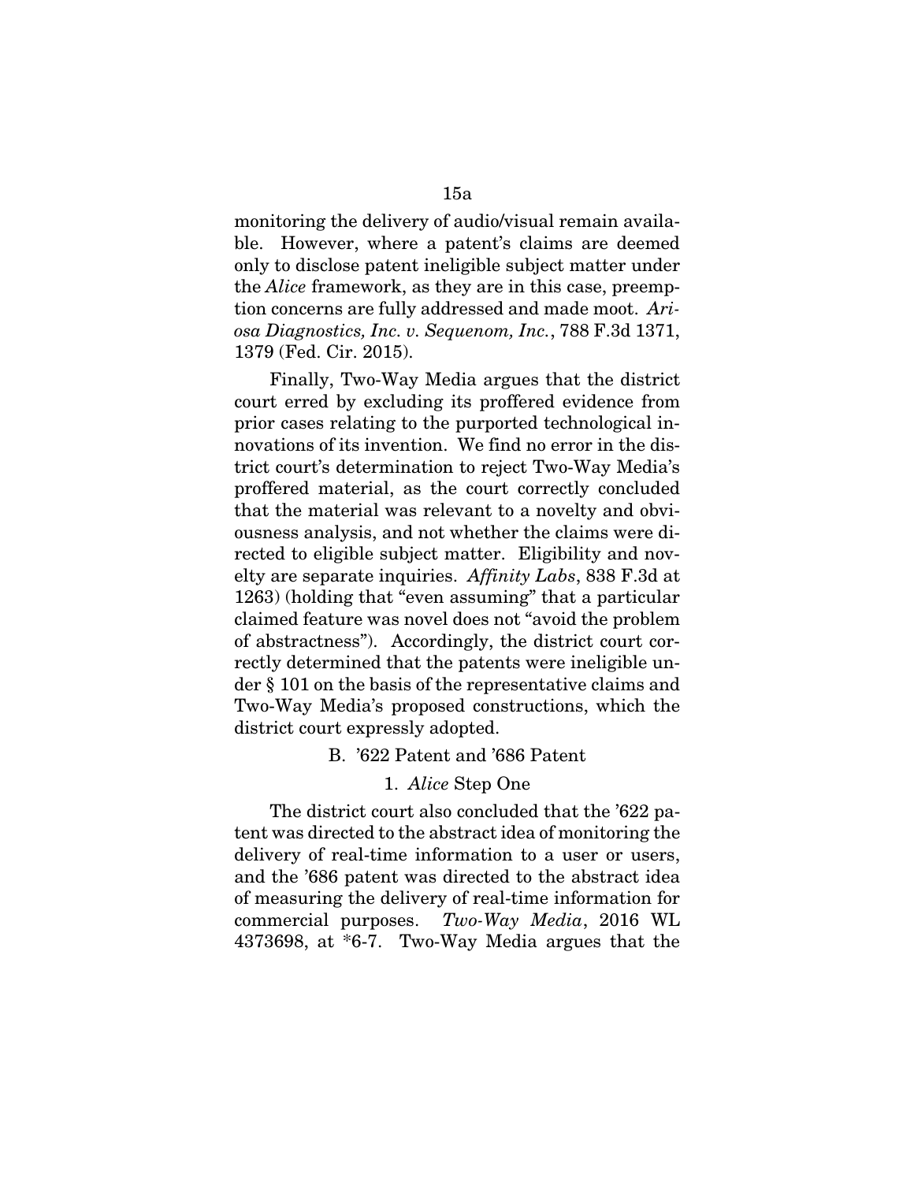monitoring the delivery of audio/visual remain available. However, where a patent's claims are deemed only to disclose patent ineligible subject matter under the *Alice* framework, as they are in this case, preemption concerns are fully addressed and made moot. *Ariosa Diagnostics, Inc. v. Sequenom, Inc.*, 788 F.3d 1371, 1379 (Fed. Cir. 2015).

Finally, Two-Way Media argues that the district court erred by excluding its proffered evidence from prior cases relating to the purported technological innovations of its invention. We find no error in the district court's determination to reject Two-Way Media's proffered material, as the court correctly concluded that the material was relevant to a novelty and obviousness analysis, and not whether the claims were directed to eligible subject matter. Eligibility and novelty are separate inquiries. *Affinity Labs*, 838 F.3d at 1263) (holding that "even assuming" that a particular claimed feature was novel does not "avoid the problem of abstractness"). Accordingly, the district court correctly determined that the patents were ineligible under § 101 on the basis of the representative claims and Two-Way Media's proposed constructions, which the district court expressly adopted.

### B. '622 Patent and '686 Patent

#### 1. *Alice* Step One

The district court also concluded that the '622 patent was directed to the abstract idea of monitoring the delivery of real-time information to a user or users, and the '686 patent was directed to the abstract idea of measuring the delivery of real-time information for commercial purposes. *Two-Way Media*, 2016 WL 4373698, at *6-7. Two-Way Media argues that the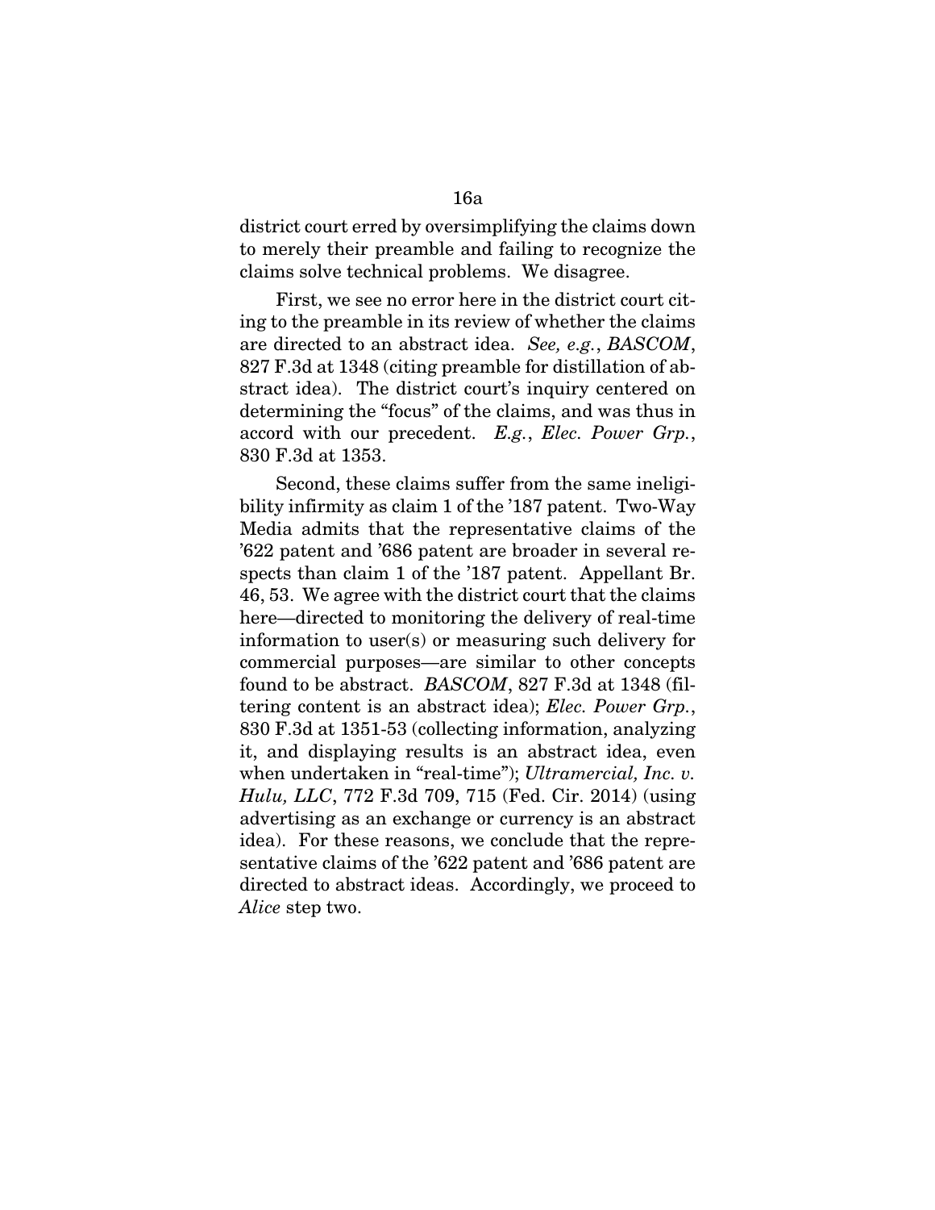district court erred by oversimplifying the claims down to merely their preamble and failing to recognize the claims solve technical problems. We disagree.

First, we see no error here in the district court citing to the preamble in its review of whether the claims are directed to an abstract idea. *See, e.g.*, *BASCOM*, 827 F.3d at 1348 (citing preamble for distillation of abstract idea). The district court's inquiry centered on determining the "focus" of the claims, and was thus in accord with our precedent. *E.g.*, *Elec. Power Grp.*, 830 F.3d at 1353.

Second, these claims suffer from the same ineligibility infirmity as claim 1 of the '187 patent. Two-Way Media admits that the representative claims of the '622 patent and '686 patent are broader in several respects than claim 1 of the '187 patent. Appellant Br. 46, 53. We agree with the district court that the claims here—directed to monitoring the delivery of real-time information to user(s) or measuring such delivery for commercial purposes—are similar to other concepts found to be abstract. *BASCOM*, 827 F.3d at 1348 (filtering content is an abstract idea); *Elec. Power Grp.*, 830 F.3d at 1351-53 (collecting information, analyzing it, and displaying results is an abstract idea, even when undertaken in "real-time"); *Ultramercial, Inc. v. Hulu, LLC*, 772 F.3d 709, 715 (Fed. Cir. 2014) (using advertising as an exchange or currency is an abstract idea). For these reasons, we conclude that the representative claims of the '622 patent and '686 patent are directed to abstract ideas. Accordingly, we proceed to *Alice* step two.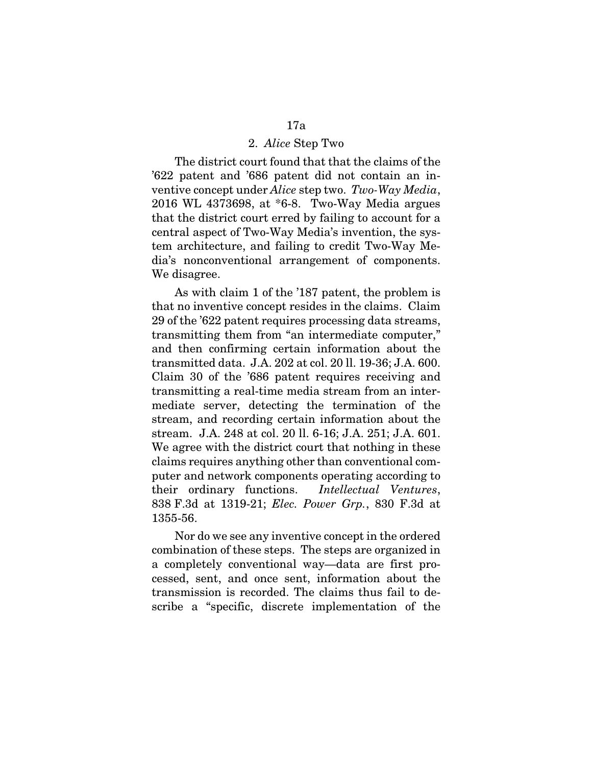## 2. *Alice* Step Two

The district court found that that the claims of the '622 patent and '686 patent did not contain an inventive concept under *Alice* step two. *Two-Way Media*, 2016 WL 4373698, at *6-8. Two-Way Media argues that the district court erred by failing to account for a central aspect of Two-Way Media's invention, the system architecture, and failing to credit Two-Way Media's nonconventional arrangement of components. We disagree.

As with claim 1 of the '187 patent, the problem is that no inventive concept resides in the claims. Claim 29 of the '622 patent requires processing data streams, transmitting them from "an intermediate computer," and then confirming certain information about the transmitted data. J.A. 202 at col. 20 ll. 19-36; J.A. 600. Claim 30 of the '686 patent requires receiving and transmitting a real-time media stream from an intermediate server, detecting the termination of the stream, and recording certain information about the stream. J.A. 248 at col. 20 ll. 6-16; J.A. 251; J.A. 601. We agree with the district court that nothing in these claims requires anything other than conventional computer and network components operating according to their ordinary functions. *Intellectual Ventures*, 838 F.3d at 1319-21; *Elec. Power Grp.*, 830 F.3d at 1355-56.

Nor do we see any inventive concept in the ordered combination of these steps. The steps are organized in a completely conventional way—data are first processed, sent, and once sent, information about the transmission is recorded. The claims thus fail to describe a "specific, discrete implementation of the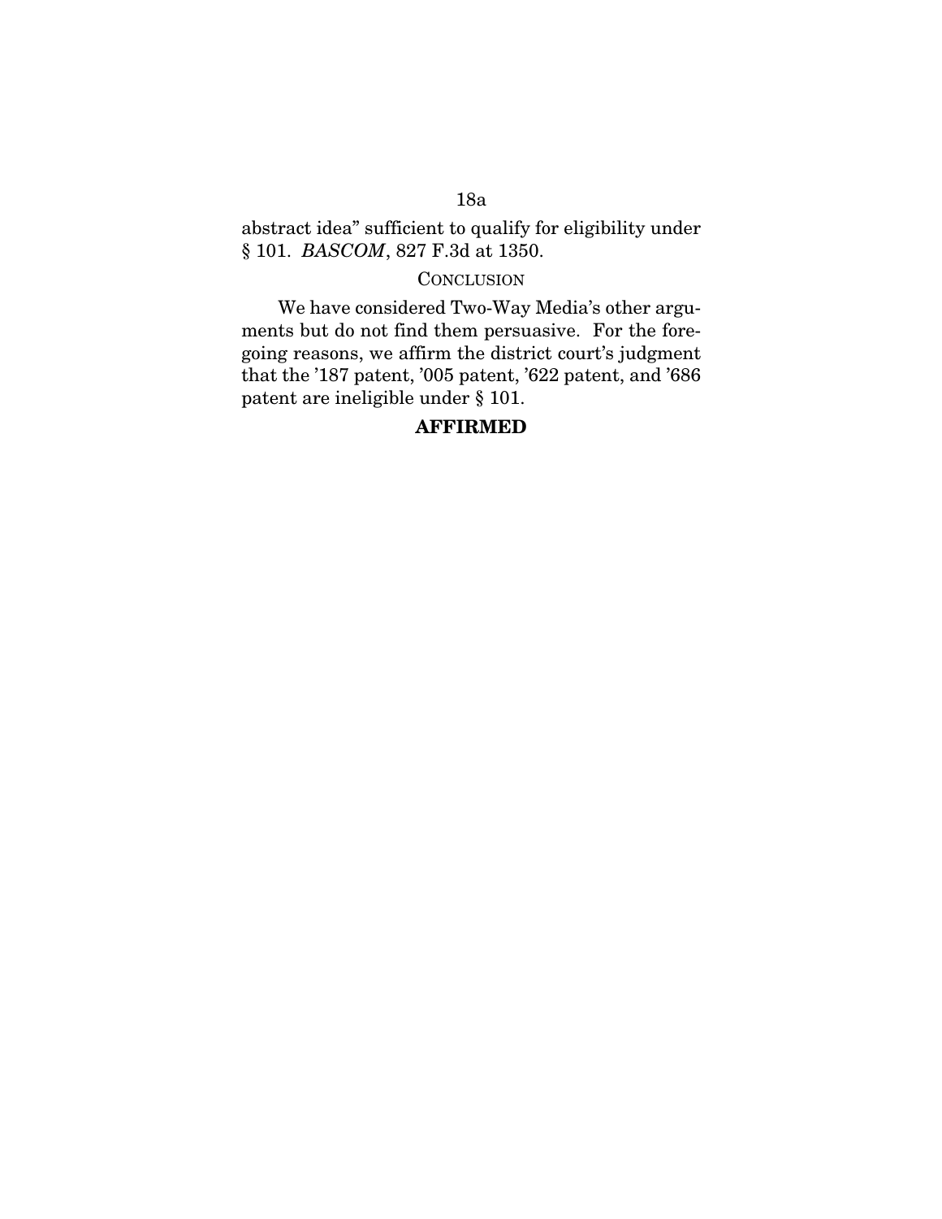abstract idea" sufficient to qualify for eligibility under § 101. *BASCOM*, 827 F.3d at 1350.

## CONCLUSION

We have considered Two-Way Media's other arguments but do not find them persuasive. For the foregoing reasons, we affirm the district court's judgment that the '187 patent, '005 patent, '622 patent, and '686 patent are ineligible under § 101.

**AFFIRMED**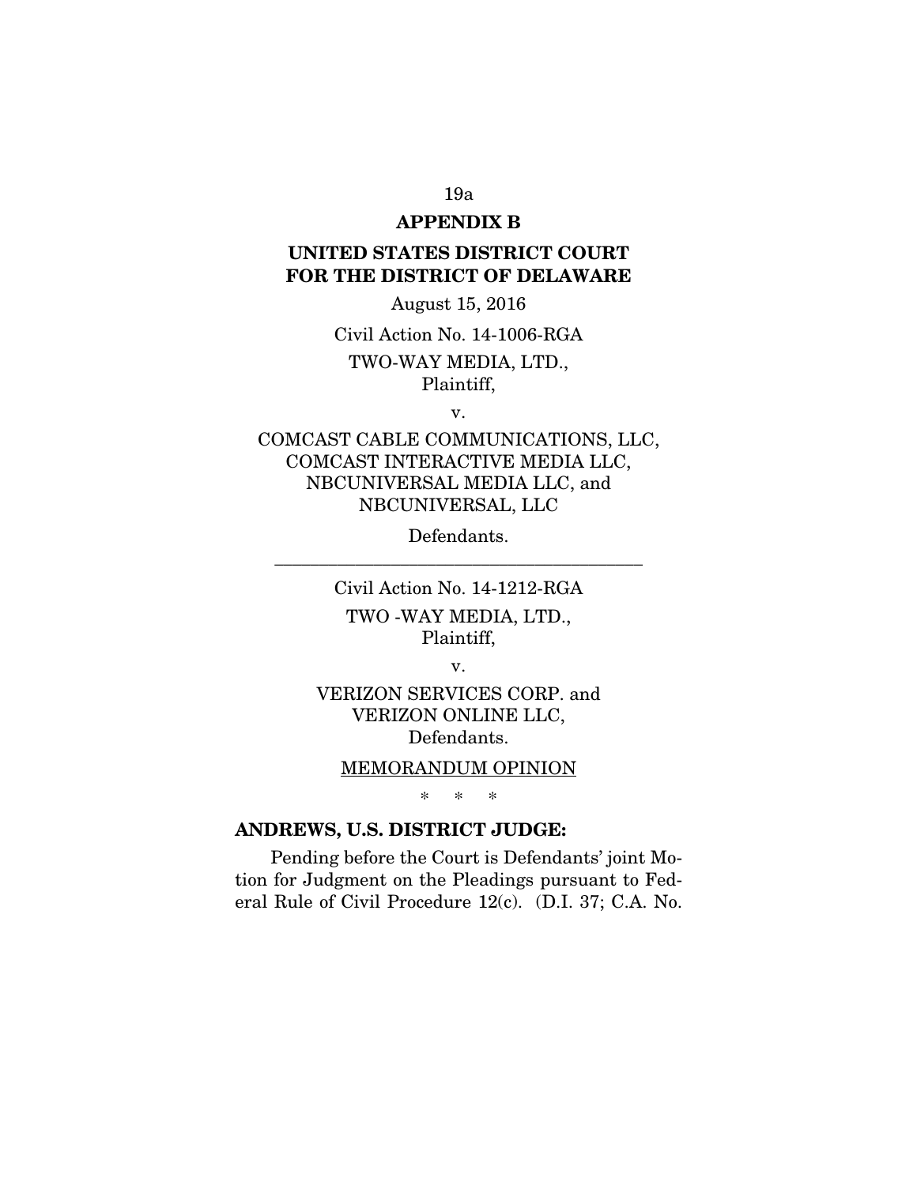## APPENDIX B

## UNITED STATES DISTRICT COURT FOR THE DISTRICT OF DELAWARE

August 15, 2016

Civil Action No. 14-1006-RGA

TWO-WAY MEDIA, LTD.,
Plaintiff,

v.

COMCAST CABLE COMMUNICATIONS, LLC, COMCAST INTERACTIVE MEDIA LLC, NBCUNIVERSAL MEDIA LLC, and NBCUNIVERSAL, LLC

Defendants.

---

Civil Action No. 14-1212-RGA

TWO -WAY MEDIA, LTD.,
Plaintiff,

v.

VERIZON SERVICES CORP. and VERIZON ONLINE LLC,
Defendants.

MEMORANDUM OPINION

\* \* \*

**ANDREWS, U.S. DISTRICT JUDGE:**

Pending before the Court is Defendants' joint Motion for Judgment on the Pleadings pursuant to Federal Rule of Civil Procedure 12(c). (D.I. 37; C.A. No.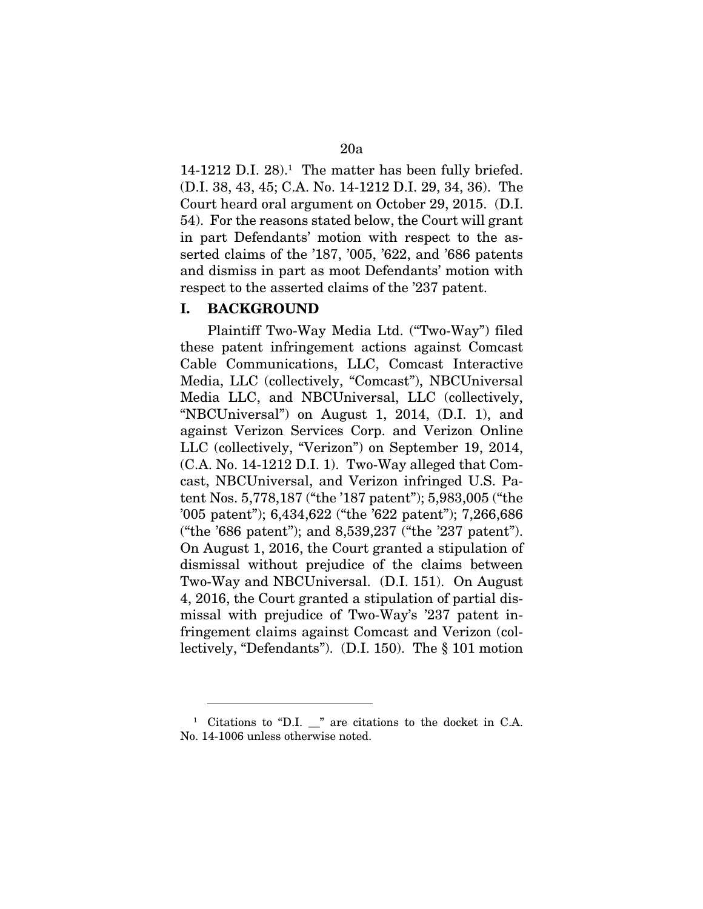14-1212 D.I. 28).[1] The matter has been fully briefed. (D.I. 38, 43, 45; C.A. No. 14-1212 D.I. 29, 34, 36). The Court heard oral argument on October 29, 2015. (D.I. 54). For the reasons stated below, the Court will grant in part Defendants' motion with respect to the asserted claims of the '187, '005, '622, and '686 patents and dismiss in part as moot Defendants' motion with respect to the asserted claims of the '237 patent.

## I. BACKGROUND

Plaintiff Two-Way Media Ltd. ("Two-Way") filed these patent infringement actions against Comcast Cable Communications, LLC, Comcast Interactive Media, LLC (collectively, "Comcast"), NBCUniversal Media LLC, and NBCUniversal, LLC (collectively, "NBCUniversal") on August 1, 2014, (D.I. 1), and against Verizon Services Corp. and Verizon Online LLC (collectively, "Verizon") on September 19, 2014, (C.A. No. 14-1212 D.I. 1). Two-Way alleged that Comcast, NBCUniversal, and Verizon infringed U.S. Patent Nos. 5,778,187 ("the '187 patent"); 5,983,005 ("the '005 patent"); 6,434,622 ("the '622 patent"); 7,266,686 ("the '686 patent"); and 8,539,237 ("the '237 patent"). On August 1, 2016, the Court granted a stipulation of dismissal without prejudice of the claims between Two-Way and NBCUniversal. (D.I. 151). On August 4, 2016, the Court granted a stipulation of partial dismissal with prejudice of Two-Way's '237 patent infringement claims against Comcast and Verizon (collectively, "Defendants"). (D.I. 150). The § 101 motion

---

[1] Citations to "D.I. __" are citations to the docket in C.A. No. 14-1006 unless otherwise noted.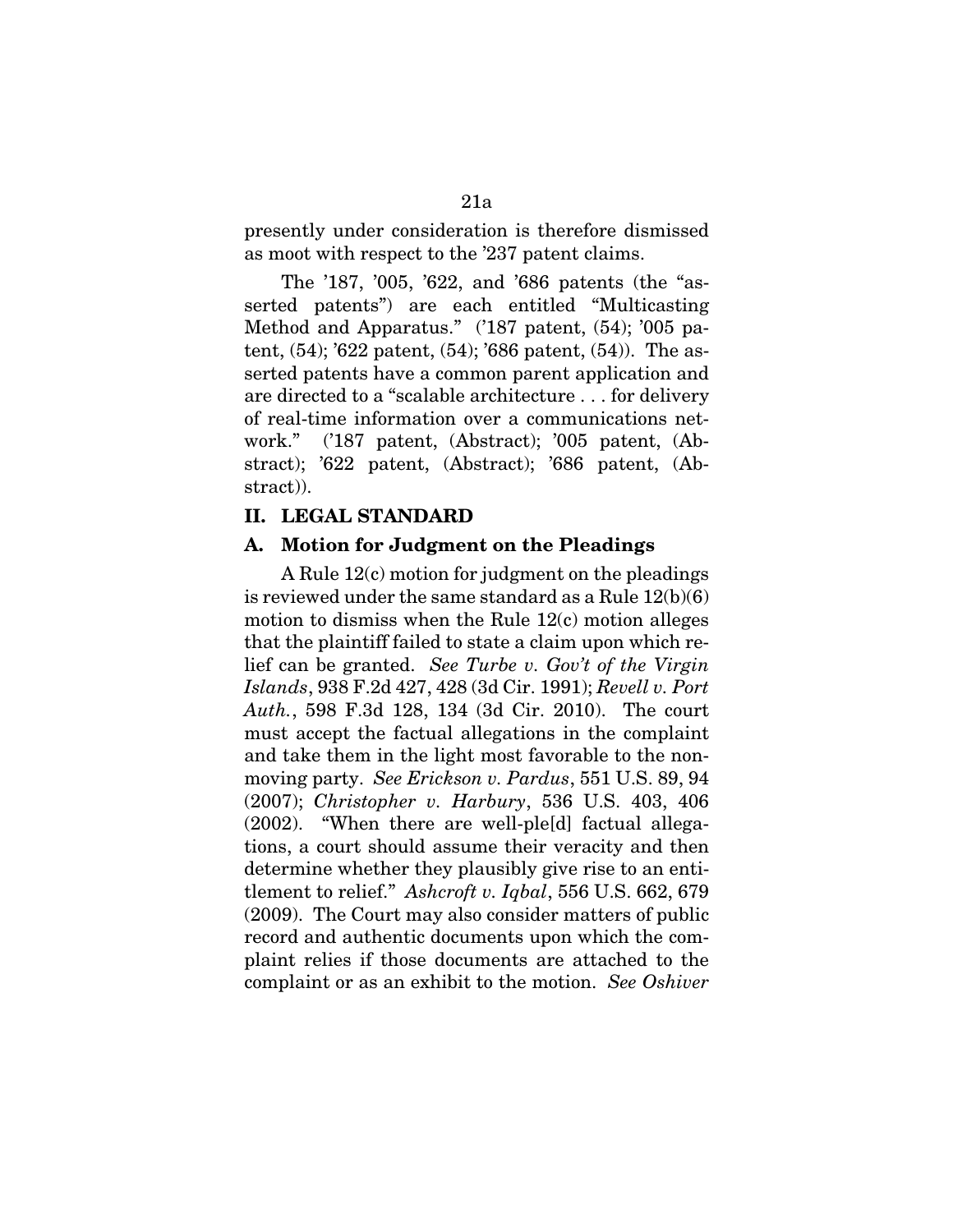presently under consideration is therefore dismissed as moot with respect to the '237 patent claims.

The '187, '005, '622, and '686 patents (the "asserted patents") are each entitled "Multicasting Method and Apparatus." ('187 patent, (54); '005 patent, (54); '622 patent, (54); '686 patent, (54)). The asserted patents have a common parent application and are directed to a "scalable architecture . . . for delivery of real-time information over a communications network." ('187 patent, (Abstract); '005 patent, (Abstract); '622 patent, (Abstract); '686 patent, (Abstract)).

## II. LEGAL STANDARD

### A. Motion for Judgment on the Pleadings

A Rule 12(c) motion for judgment on the pleadings is reviewed under the same standard as a Rule 12(b)(6) motion to dismiss when the Rule 12(c) motion alleges that the plaintiff failed to state a claim upon which relief can be granted. *See Turbe v. Gov't of the Virgin Islands*, 938 F.2d 427, 428 (3d Cir. 1991); *Revell v. Port Auth.*, 598 F.3d 128, 134 (3d Cir. 2010). The court must accept the factual allegations in the complaint and take them in the light most favorable to the non-moving party. *See Erickson v. Pardus*, 551 U.S. 89, 94 (2007); *Christopher v. Harbury*, 536 U.S. 403, 406 (2002). "When there are well-ple[d] factual allegations, a court should assume their veracity and then determine whether they plausibly give rise to an entitlement to relief." *Ashcroft v. Iqbal*, 556 U.S. 662, 679 (2009). The Court may also consider matters of public record and authentic documents upon which the complaint relies if those documents are attached to the complaint or as an exhibit to the motion. *See Oshiver*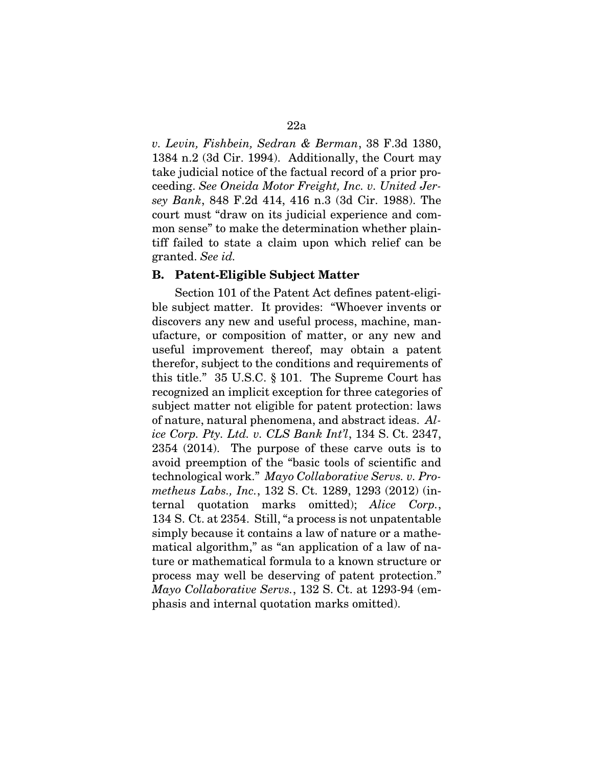*v. Levin, Fishbein, Sedran & Berman*, 38 F.3d 1380, 1384 n.2 (3d Cir. 1994). Additionally, the Court may take judicial notice of the factual record of a prior proceeding. *See Oneida Motor Freight, Inc. v. United Jersey Bank*, 848 F.2d 414, 416 n.3 (3d Cir. 1988). The court must "draw on its judicial experience and common sense" to make the determination whether plaintiff failed to state a claim upon which relief can be granted. *See id.*

### B. Patent-Eligible Subject Matter

Section 101 of the Patent Act defines patent-eligible subject matter. It provides: "Whoever invents or discovers any new and useful process, machine, manufacture, or composition of matter, or any new and useful improvement thereof, may obtain a patent therefor, subject to the conditions and requirements of this title." 35 U.S.C. § 101. The Supreme Court has recognized an implicit exception for three categories of subject matter not eligible for patent protection: laws of nature, natural phenomena, and abstract ideas. *Alice Corp. Pty. Ltd. v. CLS Bank Int'l*, 134 S. Ct. 2347, 2354 (2014). The purpose of these carve outs is to avoid preemption of the "basic tools of scientific and technological work." *Mayo Collaborative Servs. v. Prometheus Labs., Inc.*, 132 S. Ct. 1289, 1293 (2012) (internal quotation marks omitted); *Alice Corp.*, 134 S. Ct. at 2354. Still, "a process is not unpatentable simply because it contains a law of nature or a mathematical algorithm," as "an application of a law of nature or mathematical formula to a known structure or process may well be deserving of patent protection." *Mayo Collaborative Servs.*, 132 S. Ct. at 1293-94 (emphasis and internal quotation marks omitted).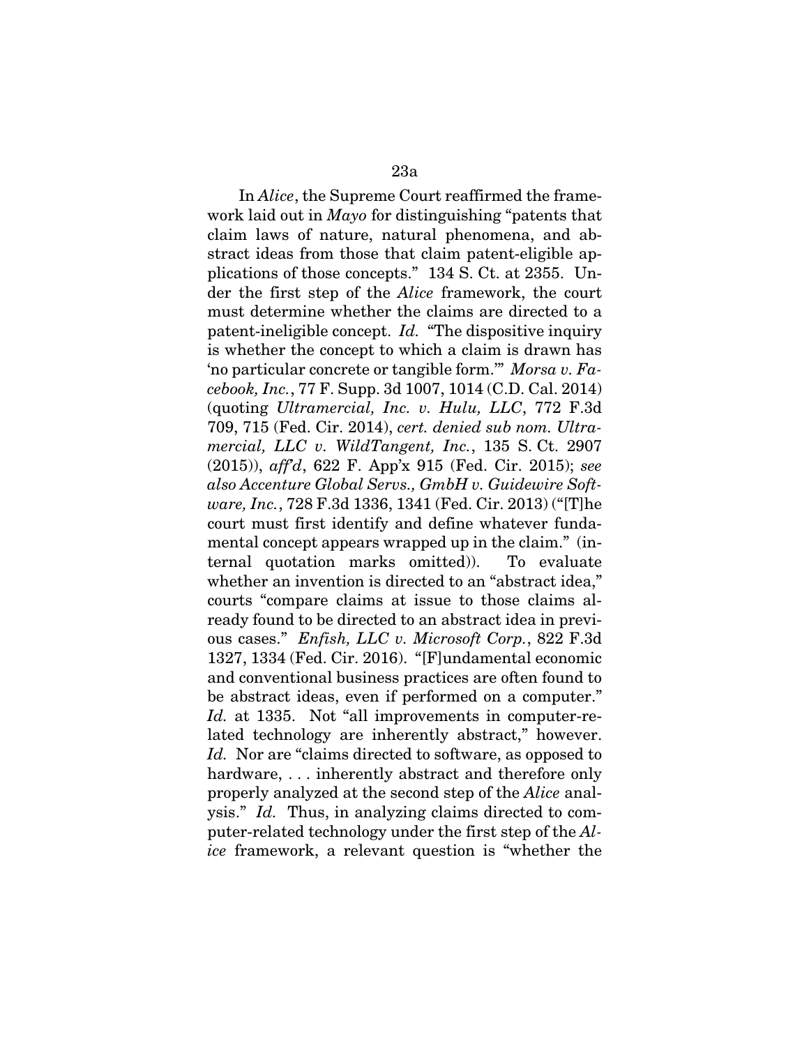In *Alice*, the Supreme Court reaffirmed the framework laid out in *Mayo* for distinguishing "patents that claim laws of nature, natural phenomena, and abstract ideas from those that claim patent-eligible applications of those concepts." 134 S. Ct. at 2355. Under the first step of the *Alice* framework, the court must determine whether the claims are directed to a patent-ineligible concept. *Id.* "The dispositive inquiry is whether the concept to which a claim is drawn has 'no particular concrete or tangible form.'" *Morsa v. Facebook, Inc.*, 77 F. Supp. 3d 1007, 1014 (C.D. Cal. 2014) (quoting *Ultramercial, Inc. v. Hulu, LLC*, 772 F.3d 709, 715 (Fed. Cir. 2014), *cert. denied sub nom. Ultramercial, LLC v. WildTangent, Inc.*, 135 S. Ct. 2907 (2015)), *aff'd*, 622 F. App'x 915 (Fed. Cir. 2015); *see also Accenture Global Servs., GmbH v. Guidewire Software, Inc.*, 728 F.3d 1336, 1341 (Fed. Cir. 2013) ("[T]he court must first identify and define whatever fundamental concept appears wrapped up in the claim." (internal quotation marks omitted)). To evaluate whether an invention is directed to an "abstract idea," courts "compare claims at issue to those claims already found to be directed to an abstract idea in previous cases." *Enfish, LLC v. Microsoft Corp.*, 822 F.3d 1327, 1334 (Fed. Cir. 2016). "[F]undamental economic and conventional business practices are often found to be abstract ideas, even if performed on a computer." *Id.* at 1335. Not "all improvements in computer-related technology are inherently abstract," however. *Id.* Nor are "claims directed to software, as opposed to hardware, . . . inherently abstract and therefore only properly analyzed at the second step of the *Alice* analysis." *Id.* Thus, in analyzing claims directed to computer-related technology under the first step of the *Alice* framework, a relevant question is "whether the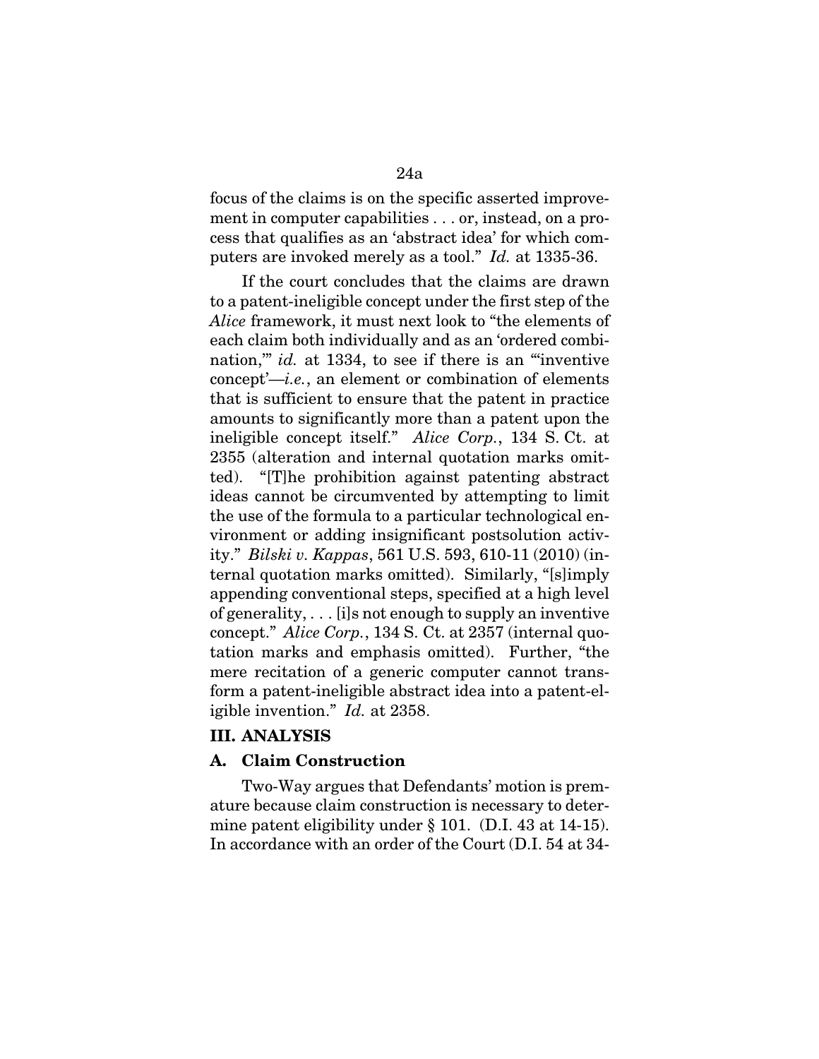focus of the claims is on the specific asserted improvement in computer capabilities . . . or, instead, on a process that qualifies as an 'abstract idea' for which computers are invoked merely as a tool." *Id.* at 1335-36.

If the court concludes that the claims are drawn to a patent-ineligible concept under the first step of the *Alice* framework, it must next look to "the elements of each claim both individually and as an 'ordered combination,'" *id.* at 1334, to see if there is an "'inventive concept'—*i.e.*, an element or combination of elements that is sufficient to ensure that the patent in practice amounts to significantly more than a patent upon the ineligible concept itself." *Alice Corp.*, 134 S. Ct. at 2355 (alteration and internal quotation marks omitted). "[T]he prohibition against patenting abstract ideas cannot be circumvented by attempting to limit the use of the formula to a particular technological environment or adding insignificant postsolution activity." *Bilski v. Kappas*, 561 U.S. 593, 610-11 (2010) (internal quotation marks omitted). Similarly, "[s]imply appending conventional steps, specified at a high level of generality, . . . [i]s not enough to supply an inventive concept." *Alice Corp.*, 134 S. Ct. at 2357 (internal quotation marks and emphasis omitted). Further, "the mere recitation of a generic computer cannot transform a patent-ineligible abstract idea into a patent-eligible invention." *Id.* at 2358.

## III. ANALYSIS

### A. Claim Construction

Two-Way argues that Defendants' motion is premature because claim construction is necessary to determine patent eligibility under § 101. (D.I. 43 at 14-15). In accordance with an order of the Court (D.I. 54 at 34-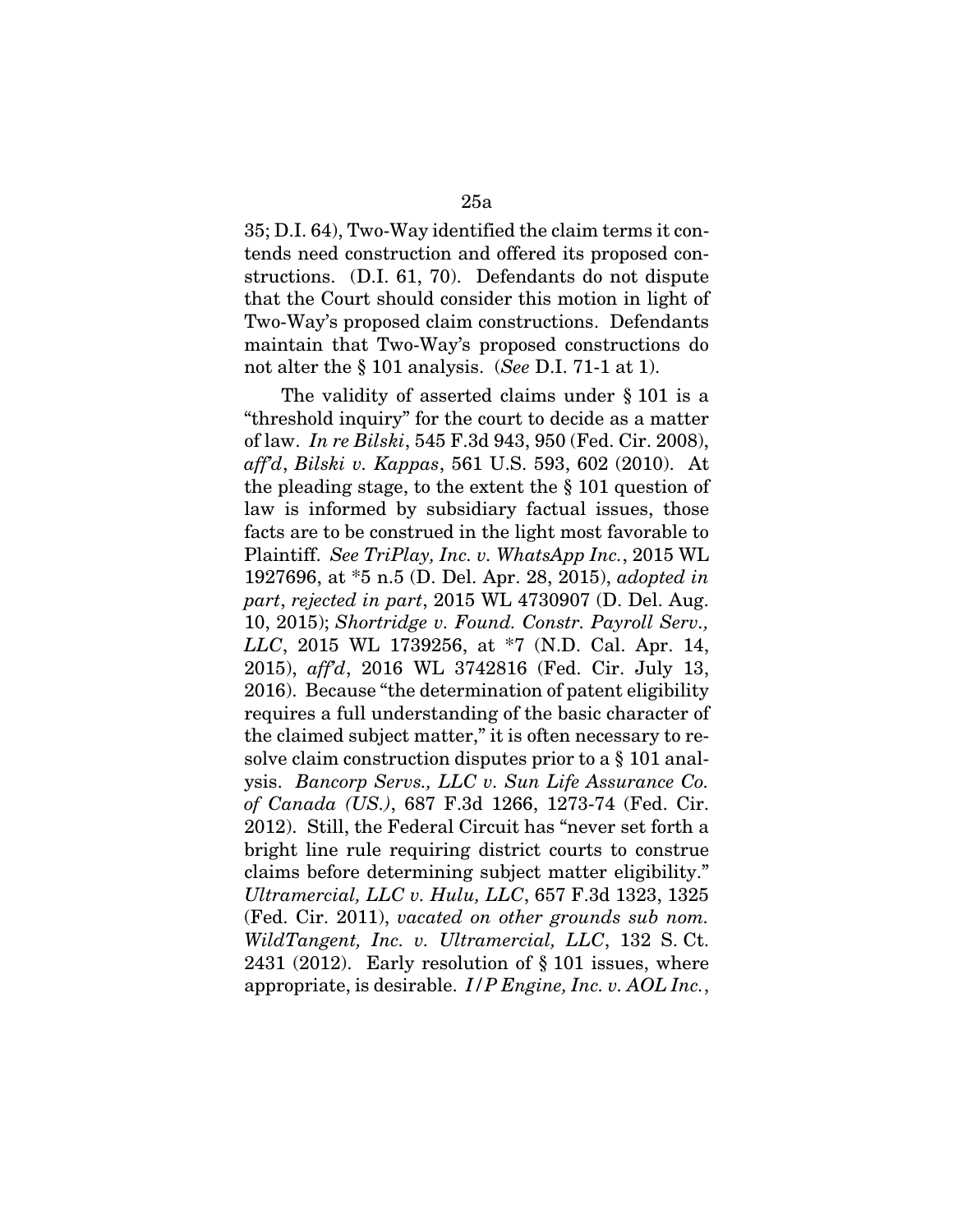35; D.I. 64), Two-Way identified the claim terms it contends need construction and offered its proposed constructions. (D.I. 61, 70). Defendants do not dispute that the Court should consider this motion in light of Two-Way's proposed claim constructions. Defendants maintain that Two-Way's proposed constructions do not alter the § 101 analysis. (*See* D.I. 71-1 at 1).

The validity of asserted claims under § 101 is a "threshold inquiry" for the court to decide as a matter of law. *In re Bilski*, 545 F.3d 943, 950 (Fed. Cir. 2008), *aff'd*, *Bilski v. Kappas*, 561 U.S. 593, 602 (2010). At the pleading stage, to the extent the § 101 question of law is informed by subsidiary factual issues, those facts are to be construed in the light most favorable to Plaintiff. *See TriPlay, Inc. v. WhatsApp Inc.*, 2015 WL 1927696, at *5 n.5 (D. Del. Apr. 28, 2015), *adopted in part*, *rejected in part*, 2015 WL 4730907 (D. Del. Aug. 10, 2015); *Shortridge v. Found. Constr. Payroll Serv., LLC*, 2015 WL 1739256, at *7 (N.D. Cal. Apr. 14, 2015), *aff'd*, 2016 WL 3742816 (Fed. Cir. July 13, 2016). Because "the determination of patent eligibility requires a full understanding of the basic character of the claimed subject matter," it is often necessary to resolve claim construction disputes prior to a § 101 analysis. *Bancorp Servs., LLC v. Sun Life Assurance Co. of Canada (US.)*, 687 F.3d 1266, 1273-74 (Fed. Cir. 2012). Still, the Federal Circuit has "never set forth a bright line rule requiring district courts to construe claims before determining subject matter eligibility." *Ultramercial, LLC v. Hulu, LLC*, 657 F.3d 1323, 1325 (Fed. Cir. 2011), *vacated on other grounds sub nom. WildTangent, Inc. v. Ultramercial, LLC*, 132 S. Ct. 2431 (2012). Early resolution of § 101 issues, where appropriate, is desirable. *I/P Engine, Inc. v. AOL Inc.*,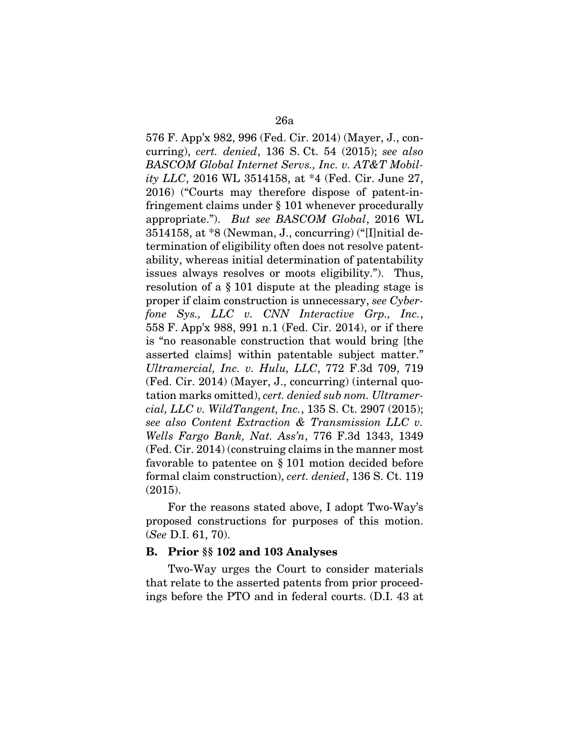576 F. App'x 982, 996 (Fed. Cir. 2014) (Mayer, J., concurring), *cert. denied*, 136 S. Ct. 54 (2015); *see also BASCOM Global Internet Servs., Inc. v. AT&T Mobility LLC*, 2016 WL 3514158, at *4 (Fed. Cir. June 27, 2016) ("Courts may therefore dispose of patent-infringement claims under § 101 whenever procedurally appropriate."). *But see BASCOM Global*, 2016 WL 3514158, at *8 (Newman, J., concurring) ("[I]nitial determination of eligibility often does not resolve patentability, whereas initial determination of patentability issues always resolves or moots eligibility."). Thus, resolution of a § 101 dispute at the pleading stage is proper if claim construction is unnecessary, *see Cyberfone Sys., LLC v. CNN Interactive Grp., Inc.*, 558 F. App'x 988, 991 n.1 (Fed. Cir. 2014), or if there is "no reasonable construction that would bring [the asserted claims] within patentable subject matter." *Ultramercial, Inc. v. Hulu, LLC*, 772 F.3d 709, 719 (Fed. Cir. 2014) (Mayer, J., concurring) (internal quotation marks omitted), *cert. denied sub nom. Ultramercial, LLC v. WildTangent, Inc.*, 135 S. Ct. 2907 (2015); *see also Content Extraction & Transmission LLC v. Wells Fargo Bank, Nat. Ass'n*, 776 F.3d 1343, 1349 (Fed. Cir. 2014) (construing claims in the manner most favorable to patentee on § 101 motion decided before formal claim construction), *cert. denied*, 136 S. Ct. 119 (2015).

For the reasons stated above, I adopt Two-Way's proposed constructions for purposes of this motion. (*See* D.I. 61, 70).

### B. Prior §§ 102 and 103 Analyses

Two-Way urges the Court to consider materials that relate to the asserted patents from prior proceedings before the PTO and in federal courts. (D.I. 43 at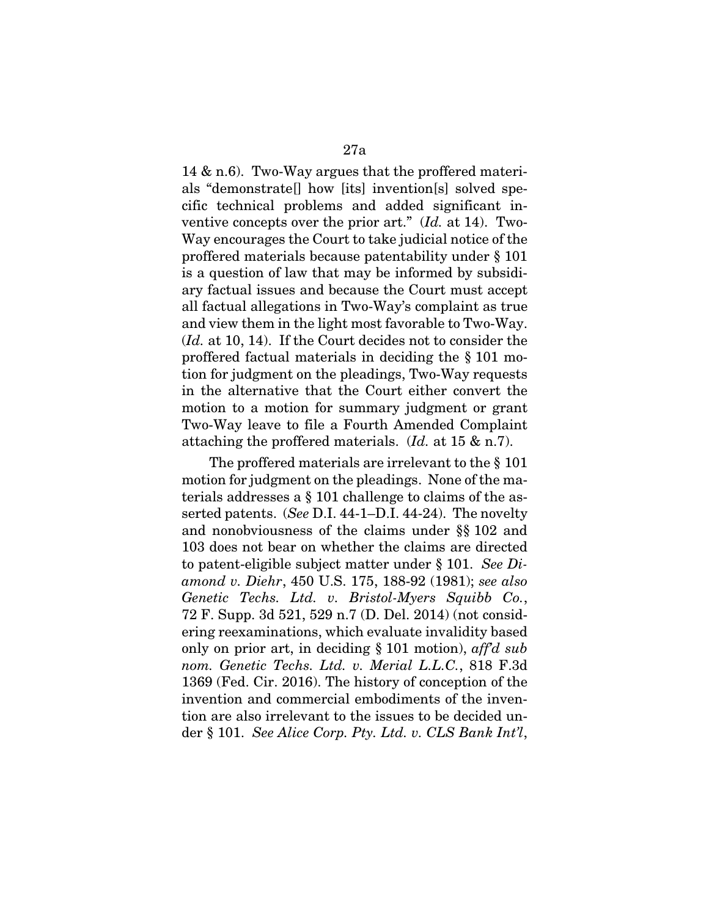14 & n.6). Two-Way argues that the proffered materials "demonstrate[] how [its] invention[s] solved specific technical problems and added significant inventive concepts over the prior art." (*Id.* at 14). Two-Way encourages the Court to take judicial notice of the proffered materials because patentability under § 101 is a question of law that may be informed by subsidiary factual issues and because the Court must accept all factual allegations in Two-Way's complaint as true and view them in the light most favorable to Two-Way. (*Id.* at 10, 14). If the Court decides not to consider the proffered factual materials in deciding the § 101 motion for judgment on the pleadings, Two-Way requests in the alternative that the Court either convert the motion to a motion for summary judgment or grant Two-Way leave to file a Fourth Amended Complaint attaching the proffered materials. (*Id.* at 15 & n.7).

The proffered materials are irrelevant to the § 101 motion for judgment on the pleadings. None of the materials addresses a § 101 challenge to claims of the asserted patents. (*See* D.I. 44-1–D.I. 44-24). The novelty and nonobviousness of the claims under §§ 102 and 103 does not bear on whether the claims are directed to patent-eligible subject matter under § 101. *See Diamond v. Diehr*, 450 U.S. 175, 188-92 (1981); *see also Genetic Techs. Ltd. v. Bristol-Myers Squibb Co.*, 72 F. Supp. 3d 521, 529 n.7 (D. Del. 2014) (not considering reexaminations, which evaluate invalidity based only on prior art, in deciding § 101 motion), *aff'd sub nom. Genetic Techs. Ltd. v. Merial L.L.C.*, 818 F.3d 1369 (Fed. Cir. 2016). The history of conception of the invention and commercial embodiments of the invention are also irrelevant to the issues to be decided under § 101. *See Alice Corp. Pty. Ltd. v. CLS Bank Int'l*,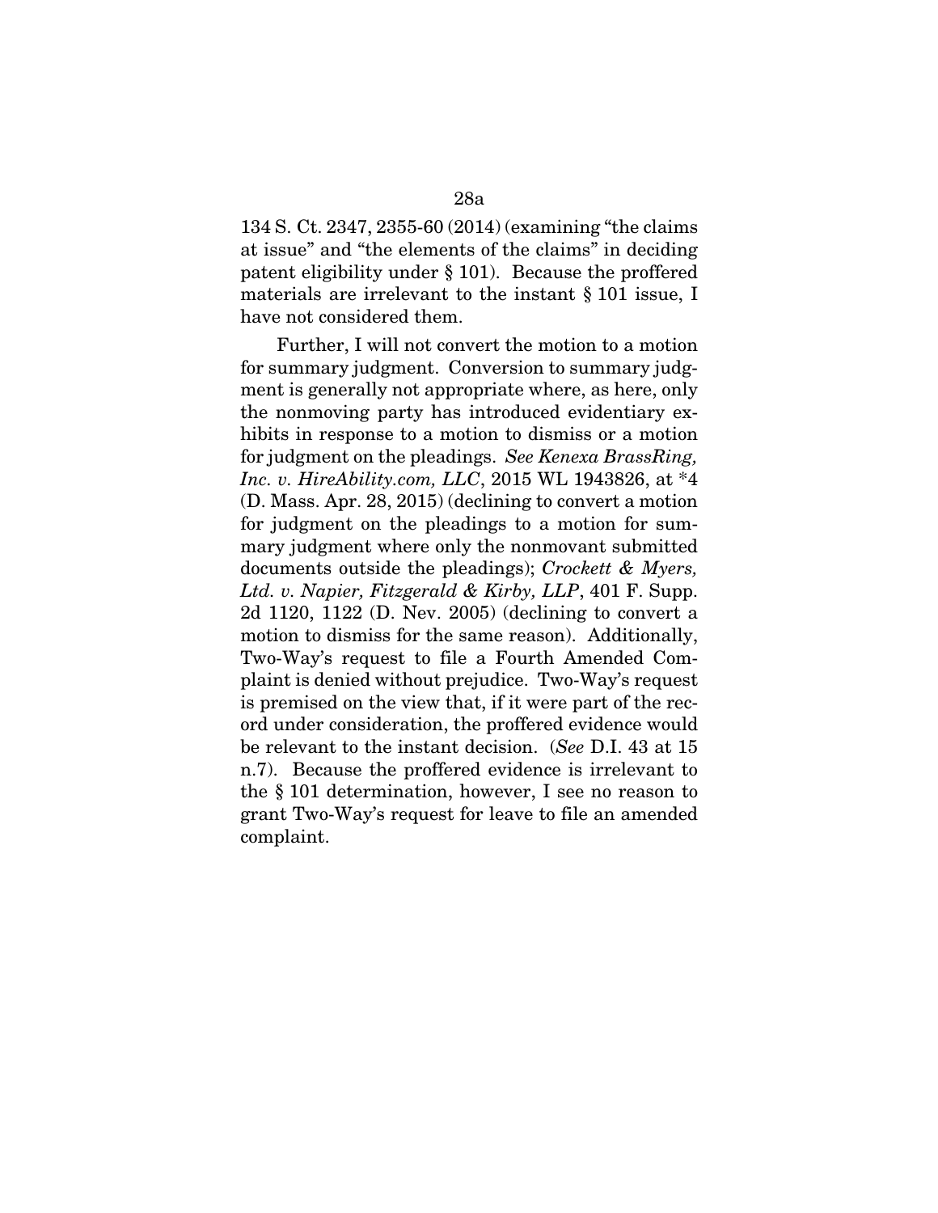134 S. Ct. 2347, 2355-60 (2014) (examining "the claims at issue" and "the elements of the claims" in deciding patent eligibility under § 101). Because the proffered materials are irrelevant to the instant § 101 issue, I have not considered them.

Further, I will not convert the motion to a motion for summary judgment. Conversion to summary judgment is generally not appropriate where, as here, only the nonmoving party has introduced evidentiary exhibits in response to a motion to dismiss or a motion for judgment on the pleadings. *See Kenexa BrassRing, Inc. v. HireAbility.com, LLC*, 2015 WL 1943826, at *4 (D. Mass. Apr. 28, 2015) (declining to convert a motion for judgment on the pleadings to a motion for summary judgment where only the nonmovant submitted documents outside the pleadings); *Crockett & Myers, Ltd. v. Napier, Fitzgerald & Kirby, LLP*, 401 F. Supp. 2d 1120, 1122 (D. Nev. 2005) (declining to convert a motion to dismiss for the same reason). Additionally, Two-Way's request to file a Fourth Amended Complaint is denied without prejudice. Two-Way's request is premised on the view that, if it were part of the record under consideration, the proffered evidence would be relevant to the instant decision. (*See* D.I. 43 at 15 n.7). Because the proffered evidence is irrelevant to the § 101 determination, however, I see no reason to grant Two-Way's request for leave to file an amended complaint.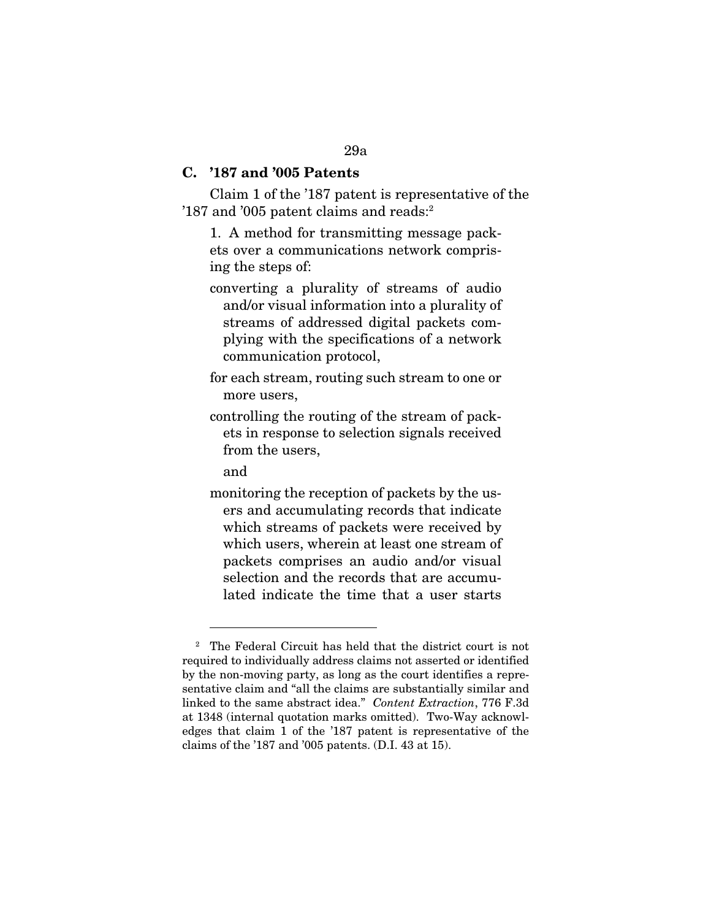### C. '187 and '005 Patents

Claim 1 of the '187 patent is representative of the '187 and '005 patent claims and reads:[2]

> 1. A method for transmitting message packets over a communications network comprising the steps of:
>
> converting a plurality of streams of audio and/or visual information into a plurality of streams of addressed digital packets complying with the specifications of a network communication protocol,
>
> for each stream, routing such stream to one or more users,
>
> controlling the routing of the stream of packets in response to selection signals received from the users,
>
> and
>
> monitoring the reception of packets by the users and accumulating records that indicate which streams of packets were received by which users, wherein at least one stream of packets comprises an audio and/or visual selection and the records that are accumulated indicate the time that a user starts

---

[2] The Federal Circuit has held that the district court is not required to individually address claims not asserted or identified by the non-moving party, as long as the court identifies a representative claim and "all the claims are substantially similar and linked to the same abstract idea." *Content Extraction*, 776 F.3d at 1348 (internal quotation marks omitted). Two-Way acknowledges that claim 1 of the '187 patent is representative of the claims of the '187 and '005 patents. (D.I. 43 at 15).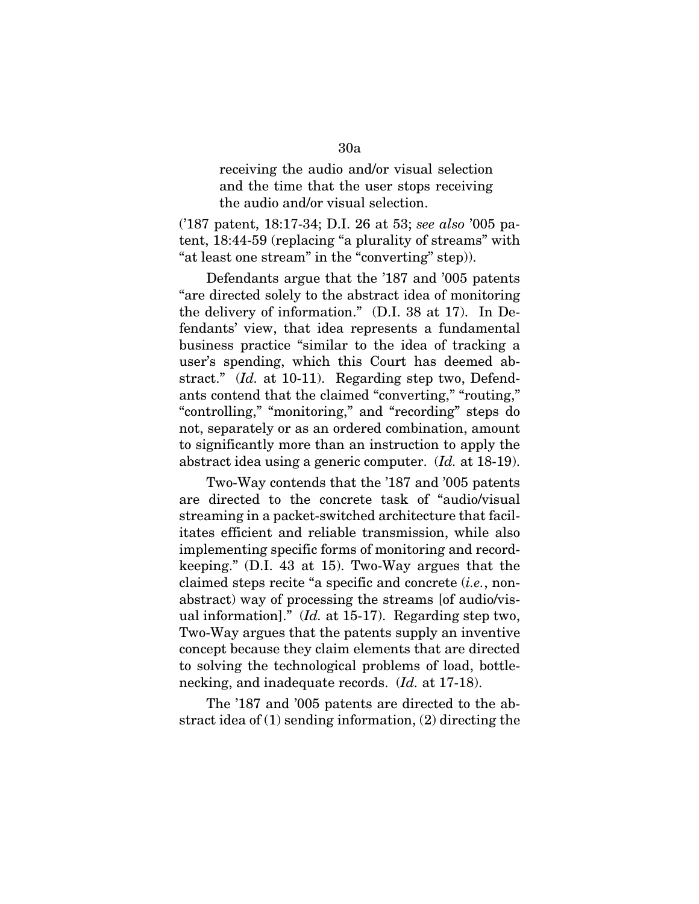> receiving the audio and/or visual selection and the time that the user stops receiving the audio and/or visual selection.

('187 patent, 18:17-34; D.I. 26 at 53; *see also* '005 patent, 18:44-59 (replacing "a plurality of streams" with "at least one stream" in the "converting" step)).

Defendants argue that the '187 and '005 patents "are directed solely to the abstract idea of monitoring the delivery of information." (D.I. 38 at 17). In Defendants' view, that idea represents a fundamental business practice "similar to the idea of tracking a user's spending, which this Court has deemed abstract." (*Id.* at 10-11). Regarding step two, Defendants contend that the claimed "converting," "routing," "controlling," "monitoring," and "recording" steps do not, separately or as an ordered combination, amount to significantly more than an instruction to apply the abstract idea using a generic computer. (*Id.* at 18-19).

Two-Way contends that the '187 and '005 patents are directed to the concrete task of "audio/visual streaming in a packet-switched architecture that facilitates efficient and reliable transmission, while also implementing specific forms of monitoring and record-keeping." (D.I. 43 at 15). Two-Way argues that the claimed steps recite "a specific and concrete (*i.e.*, non-abstract) way of processing the streams [of audio/visual information]." (*Id.* at 15-17). Regarding step two, Two-Way argues that the patents supply an inventive concept because they claim elements that are directed to solving the technological problems of load, bottlenecking, and inadequate records. (*Id.* at 17-18).

The '187 and '005 patents are directed to the abstract idea of (1) sending information, (2) directing the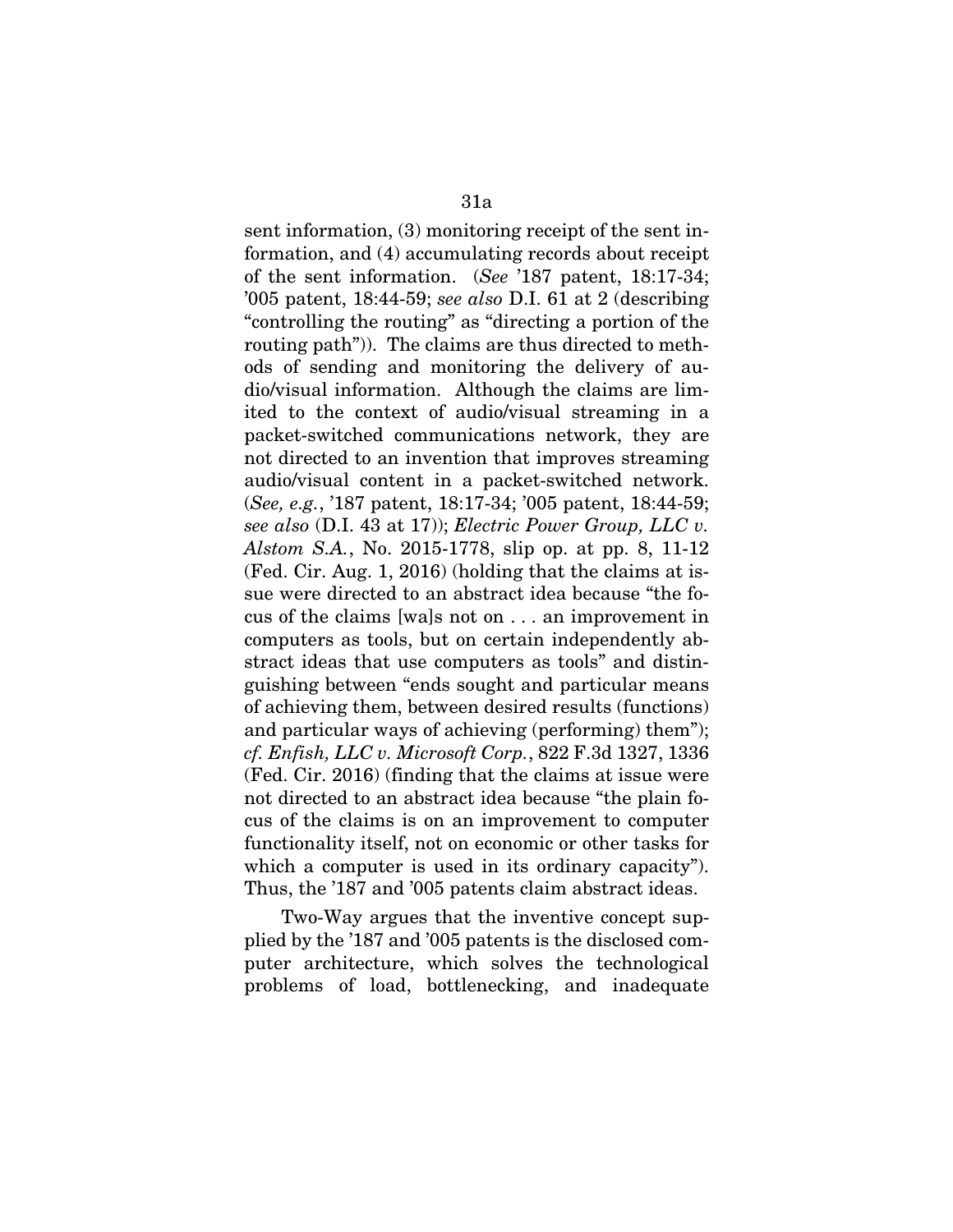sent information, (3) monitoring receipt of the sent information, and (4) accumulating records about receipt of the sent information. (*See* '187 patent, 18:17-34; '005 patent, 18:44-59; *see also* D.I. 61 at 2 (describing "controlling the routing" as "directing a portion of the routing path")). The claims are thus directed to methods of sending and monitoring the delivery of audio/visual information. Although the claims are limited to the context of audio/visual streaming in a packet-switched communications network, they are not directed to an invention that improves streaming audio/visual content in a packet-switched network. (*See, e.g.*, '187 patent, 18:17-34; '005 patent, 18:44-59; *see also* (D.I. 43 at 17)); *Electric Power Group, LLC v. Alstom S.A.*, No. 2015-1778, slip op. at pp. 8, 11-12 (Fed. Cir. Aug. 1, 2016) (holding that the claims at issue were directed to an abstract idea because "the focus of the claims [wa]s not on . . . an improvement in computers as tools, but on certain independently abstract ideas that use computers as tools" and distinguishing between "ends sought and particular means of achieving them, between desired results (functions) and particular ways of achieving (performing) them"); *cf. Enfish, LLC v. Microsoft Corp.*, 822 F.3d 1327, 1336 (Fed. Cir. 2016) (finding that the claims at issue were not directed to an abstract idea because "the plain focus of the claims is on an improvement to computer functionality itself, not on economic or other tasks for which a computer is used in its ordinary capacity"). Thus, the '187 and '005 patents claim abstract ideas.

Two-Way argues that the inventive concept supplied by the '187 and '005 patents is the disclosed computer architecture, which solves the technological problems of load, bottlenecking, and inadequate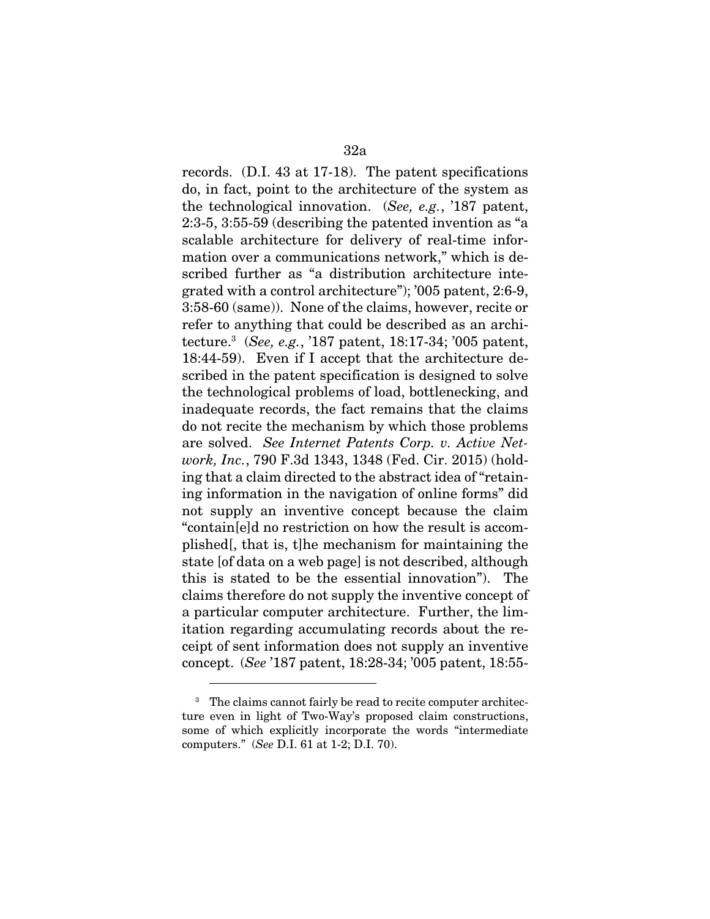records. (D.I. 43 at 17-18). The patent specifications do, in fact, point to the architecture of the system as the technological innovation. (*See, e.g.*, '187 patent, 2:3-5, 3:55-59 (describing the patented invention as "a scalable architecture for delivery of real-time information over a communications network," which is described further as "a distribution architecture integrated with a control architecture"); '005 patent, 2:6-9, 3:58-60 (same)). None of the claims, however, recite or refer to anything that could be described as an architecture.[3] (*See, e.g.*, '187 patent, 18:17-34; '005 patent, 18:44-59). Even if I accept that the architecture described in the patent specification is designed to solve the technological problems of load, bottlenecking, and inadequate records, the fact remains that the claims do not recite the mechanism by which those problems are solved. *See Internet Patents Corp. v. Active Network, Inc.*, 790 F.3d 1343, 1348 (Fed. Cir. 2015) (holding that a claim directed to the abstract idea of "retaining information in the navigation of online forms" did not supply an inventive concept because the claim "contain[e]d no restriction on how the result is accomplished[, that is, t]he mechanism for maintaining the state [of data on a web page] is not described, although this is stated to be the essential innovation"). The claims therefore do not supply the inventive concept of a particular computer architecture. Further, the limitation regarding accumulating records about the receipt of sent information does not supply an inventive concept. (*See* '187 patent, 18:28-34; '005 patent, 18:55-

[3] The claims cannot fairly be read to recite computer architecture even in light of Two-Way's proposed claim constructions, some of which explicitly incorporate the words "intermediate computers." (*See* D.I. 61 at 1-2; D.I. 70).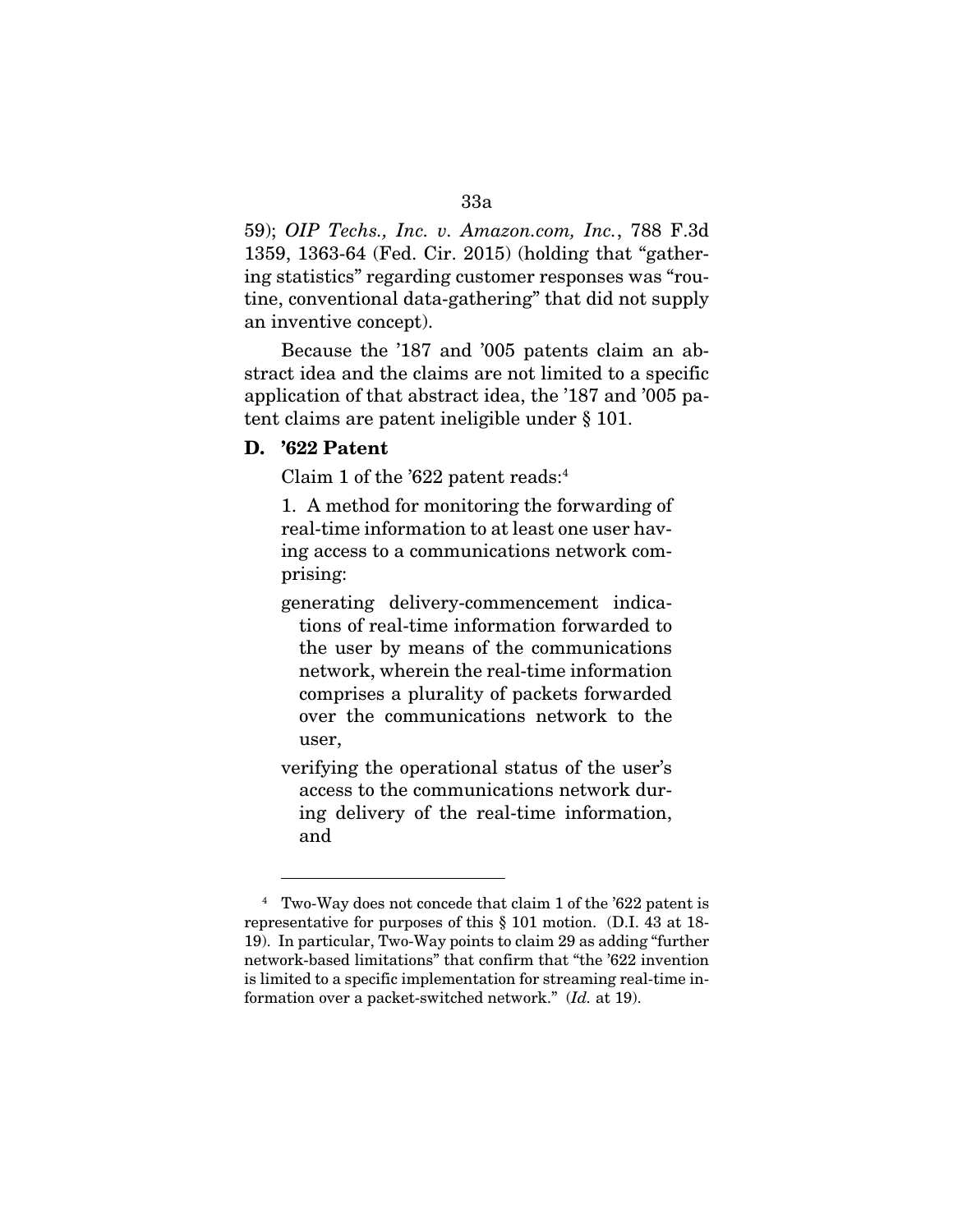59); *OIP Techs., Inc. v. Amazon.com, Inc.*, 788 F.3d 1359, 1363-64 (Fed. Cir. 2015) (holding that "gathering statistics" regarding customer responses was "routine, conventional data-gathering" that did not supply an inventive concept).

Because the '187 and '005 patents claim an abstract idea and the claims are not limited to a specific application of that abstract idea, the '187 and '005 patent claims are patent ineligible under § 101.

### D. '622 Patent

Claim 1 of the '622 patent reads:[4]

> 1. A method for monitoring the forwarding of real-time information to at least one user having access to a communications network comprising:
>
> generating delivery-commencement indications of real-time information forwarded to the user by means of the communications network, wherein the real-time information comprises a plurality of packets forwarded over the communications network to the user,
>
> verifying the operational status of the user's access to the communications network during delivery of the real-time information, and

---

[4] Two-Way does not concede that claim 1 of the '622 patent is representative for purposes of this § 101 motion. (D.I. 43 at 18-19). In particular, Two-Way points to claim 29 as adding "further network-based limitations" that confirm that "the '622 invention is limited to a specific implementation for streaming real-time information over a packet-switched network." (*Id.* at 19).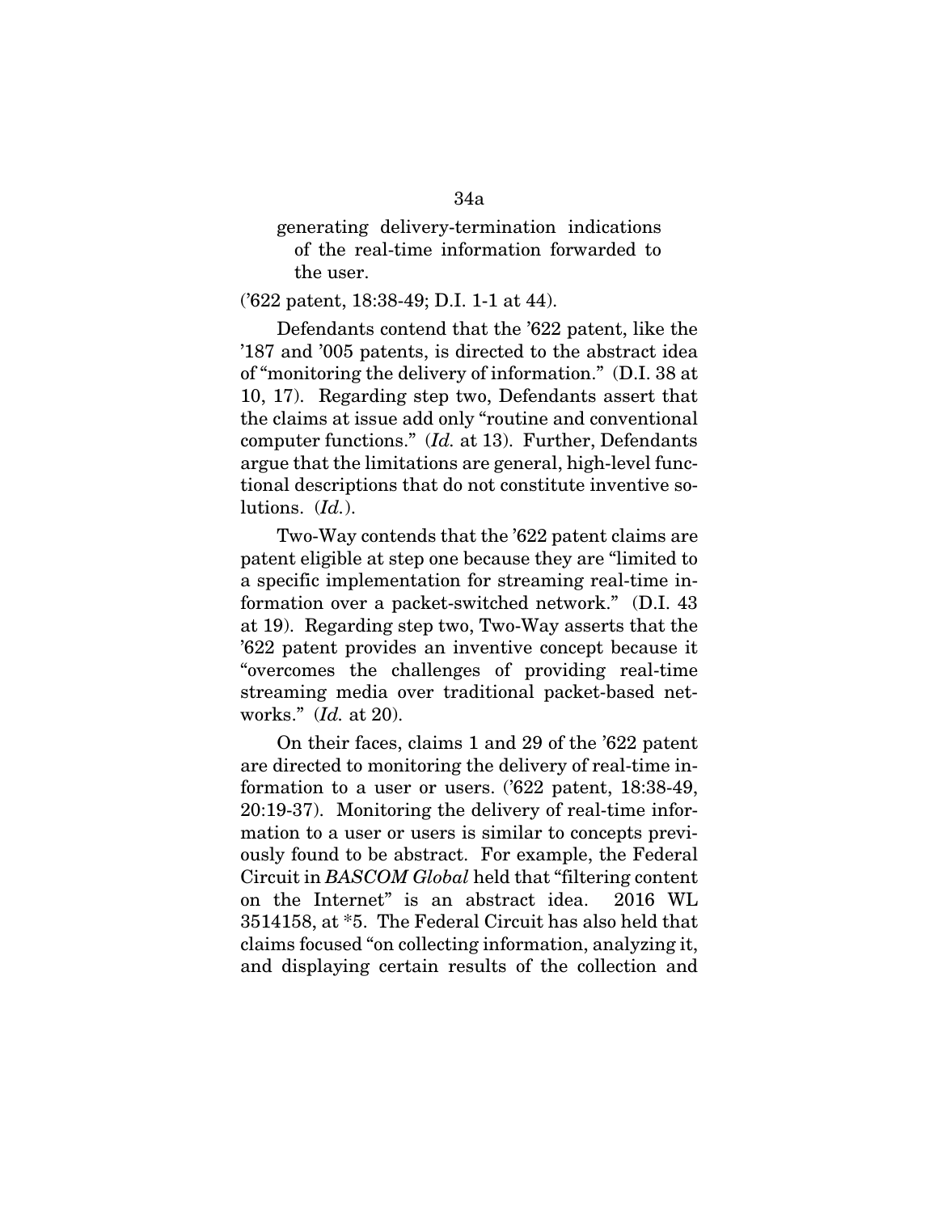generating delivery-termination indications of the real-time information forwarded to the user.

('622 patent, 18:38-49; D.I. 1-1 at 44).

Defendants contend that the '622 patent, like the '187 and '005 patents, is directed to the abstract idea of "monitoring the delivery of information." (D.I. 38 at 10, 17). Regarding step two, Defendants assert that the claims at issue add only "routine and conventional computer functions." (*Id.* at 13). Further, Defendants argue that the limitations are general, high-level functional descriptions that do not constitute inventive solutions. (*Id.*).

Two-Way contends that the '622 patent claims are patent eligible at step one because they are "limited to a specific implementation for streaming real-time information over a packet-switched network." (D.I. 43 at 19). Regarding step two, Two-Way asserts that the '622 patent provides an inventive concept because it "overcomes the challenges of providing real-time streaming media over traditional packet-based networks." (*Id.* at 20).

On their faces, claims 1 and 29 of the '622 patent are directed to monitoring the delivery of real-time information to a user or users. ('622 patent, 18:38-49, 20:19-37). Monitoring the delivery of real-time information to a user or users is similar to concepts previously found to be abstract. For example, the Federal Circuit in *BASCOM Global* held that "filtering content on the Internet" is an abstract idea. 2016 WL 3514158, at *5. The Federal Circuit has also held that claims focused "on collecting information, analyzing it, and displaying certain results of the collection and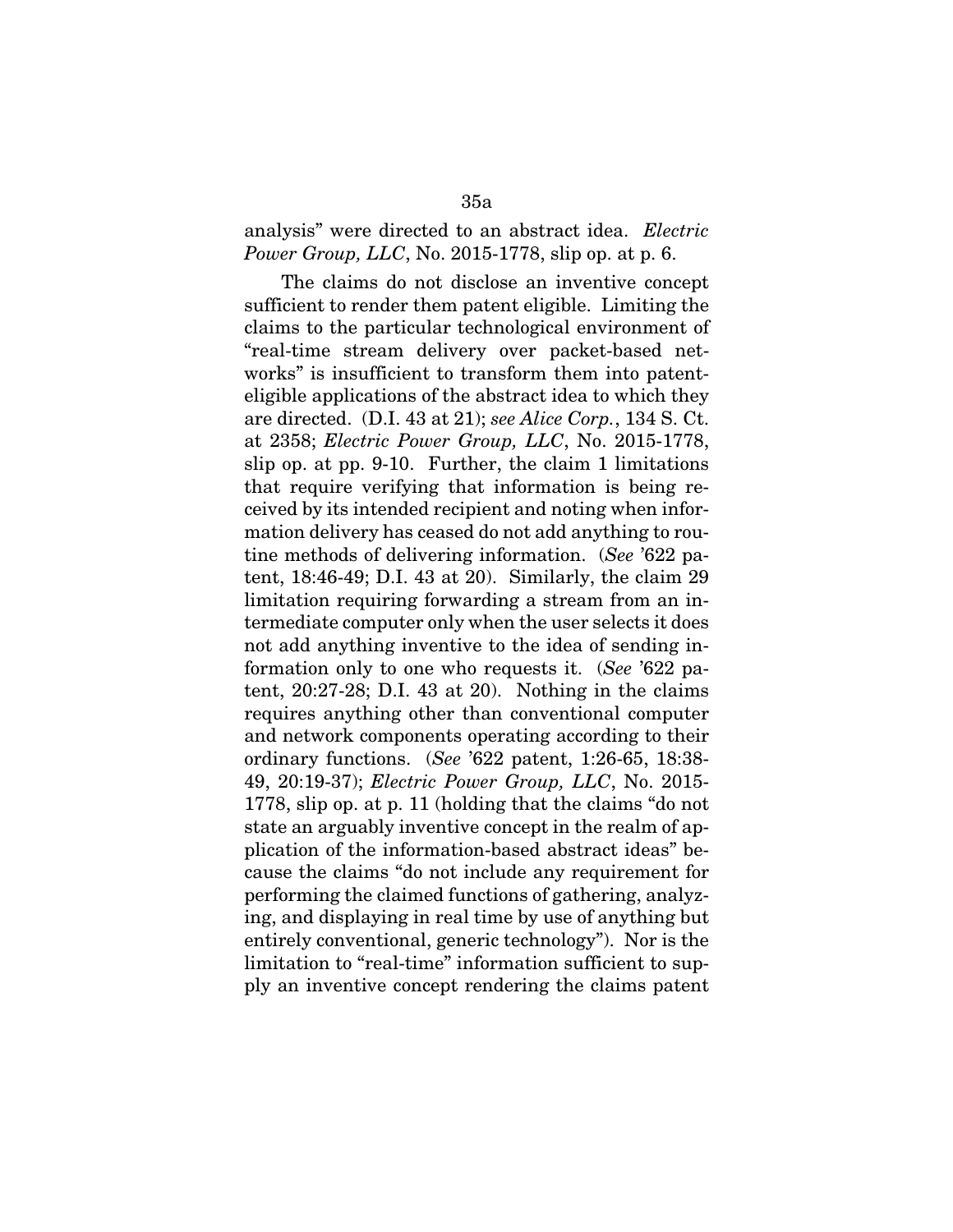analysis" were directed to an abstract idea. *Electric Power Group, LLC*, No. 2015-1778, slip op. at p. 6.

The claims do not disclose an inventive concept sufficient to render them patent eligible. Limiting the claims to the particular technological environment of "real-time stream delivery over packet-based networks" is insufficient to transform them into patent-eligible applications of the abstract idea to which they are directed. (D.I. 43 at 21); *see Alice Corp.*, 134 S. Ct. at 2358; *Electric Power Group, LLC*, No. 2015-1778, slip op. at pp. 9-10. Further, the claim 1 limitations that require verifying that information is being received by its intended recipient and noting when information delivery has ceased do not add anything to routine methods of delivering information. (*See* '622 patent, 18:46-49; D.I. 43 at 20). Similarly, the claim 29 limitation requiring forwarding a stream from an intermediate computer only when the user selects it does not add anything inventive to the idea of sending information only to one who requests it. (*See* '622 patent, 20:27-28; D.I. 43 at 20). Nothing in the claims requires anything other than conventional computer and network components operating according to their ordinary functions. (*See* '622 patent, 1:26-65, 18:38-49, 20:19-37); *Electric Power Group, LLC*, No. 2015-1778, slip op. at p. 11 (holding that the claims "do not state an arguably inventive concept in the realm of application of the information-based abstract ideas" because the claims "do not include any requirement for performing the claimed functions of gathering, analyzing, and displaying in real time by use of anything but entirely conventional, generic technology"). Nor is the limitation to "real-time" information sufficient to supply an inventive concept rendering the claims patent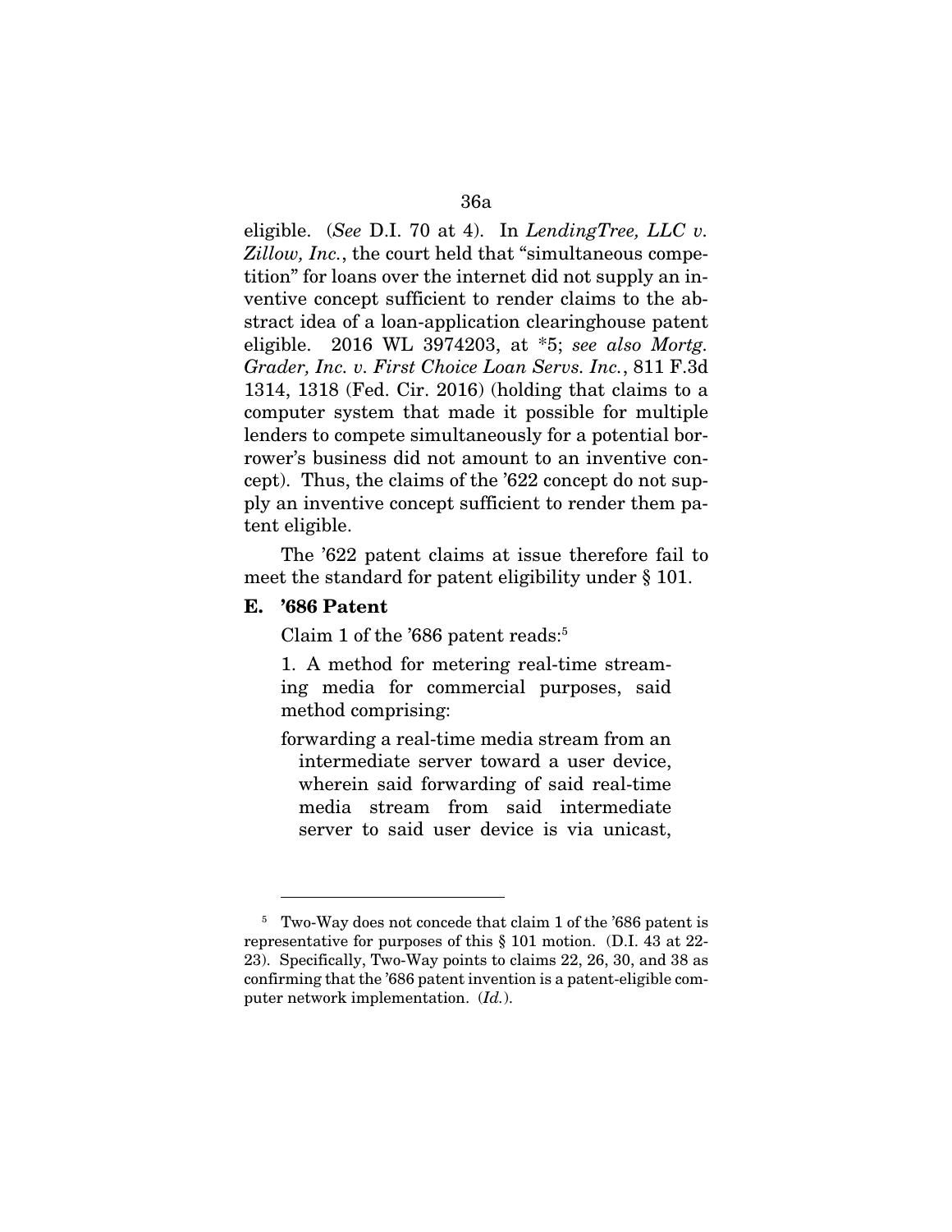eligible. (*See* D.I. 70 at 4). In *LendingTree, LLC v. Zillow, Inc.*, the court held that "simultaneous competition" for loans over the internet did not supply an inventive concept sufficient to render claims to the abstract idea of a loan-application clearinghouse patent eligible. 2016 WL 3974203, at *5; *see also Mortg. Grader, Inc. v. First Choice Loan Servs. Inc.*, 811 F.3d 1314, 1318 (Fed. Cir. 2016) (holding that claims to a computer system that made it possible for multiple lenders to compete simultaneously for a potential borrower's business did not amount to an inventive concept). Thus, the claims of the '622 concept do not supply an inventive concept sufficient to render them patent eligible.

The '622 patent claims at issue therefore fail to meet the standard for patent eligibility under § 101.

### E. '686 Patent

Claim 1 of the '686 patent reads:[5]

> 1. A method for metering real-time streaming media for commercial purposes, said method comprising:
>
> forwarding a real-time media stream from an intermediate server toward a user device, wherein said forwarding of said real-time media stream from said intermediate server to said user device is via unicast,

---

[5] Two-Way does not concede that claim 1 of the '686 patent is representative for purposes of this § 101 motion. (D.I. 43 at 22-23). Specifically, Two-Way points to claims 22, 26, 30, and 38 as confirming that the '686 patent invention is a patent-eligible computer network implementation. (*Id.*).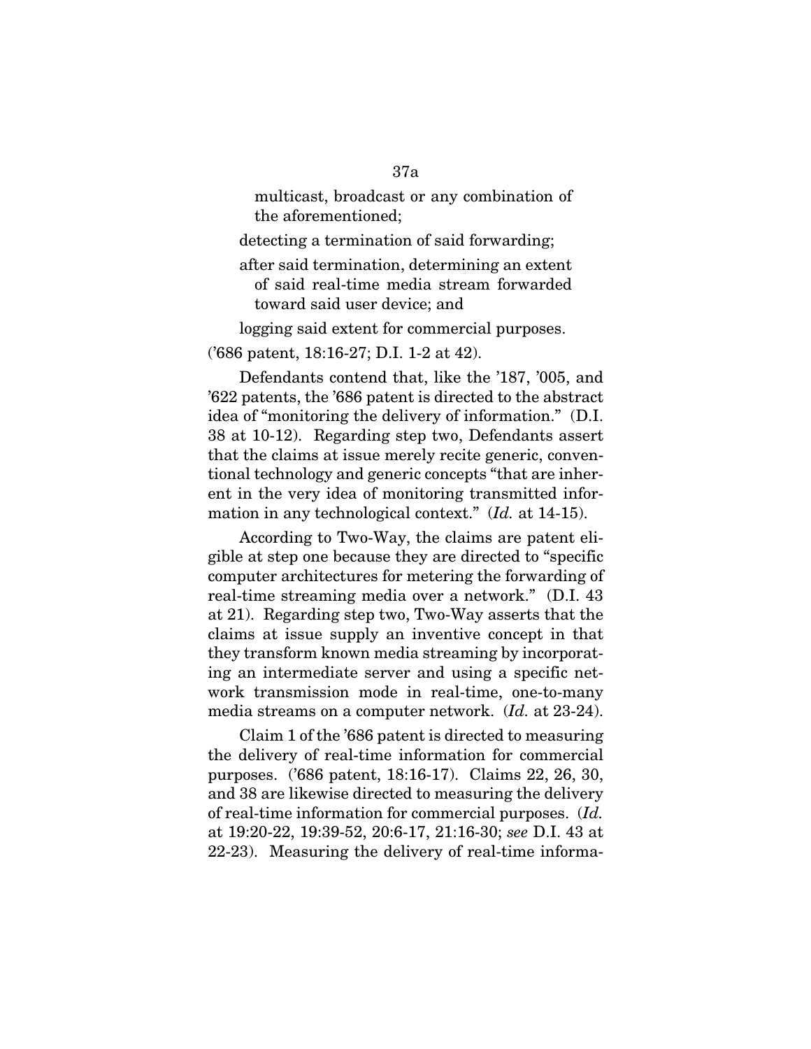multicast, broadcast or any combination of the aforementioned;

detecting a termination of said forwarding;

after said termination, determining an extent of said real-time media stream forwarded toward said user device; and

logging said extent for commercial purposes.

('686 patent, 18:16-27; D.I. 1-2 at 42).

Defendants contend that, like the '187, '005, and '622 patents, the '686 patent is directed to the abstract idea of "monitoring the delivery of information." (D.I. 38 at 10-12). Regarding step two, Defendants assert that the claims at issue merely recite generic, conventional technology and generic concepts "that are inherent in the very idea of monitoring transmitted information in any technological context." (*Id.* at 14-15).

According to Two-Way, the claims are patent eligible at step one because they are directed to "specific computer architectures for metering the forwarding of real-time streaming media over a network." (D.I. 43 at 21). Regarding step two, Two-Way asserts that the claims at issue supply an inventive concept in that they transform known media streaming by incorporating an intermediate server and using a specific network transmission mode in real-time, one-to-many media streams on a computer network. (*Id.* at 23-24).

Claim 1 of the '686 patent is directed to measuring the delivery of real-time information for commercial purposes. ('686 patent, 18:16-17). Claims 22, 26, 30, and 38 are likewise directed to measuring the delivery of real-time information for commercial purposes. (*Id.* at 19:20-22, 19:39-52, 20:6-17, 21:16-30; *see* D.I. 43 at 22-23). Measuring the delivery of real-time informa-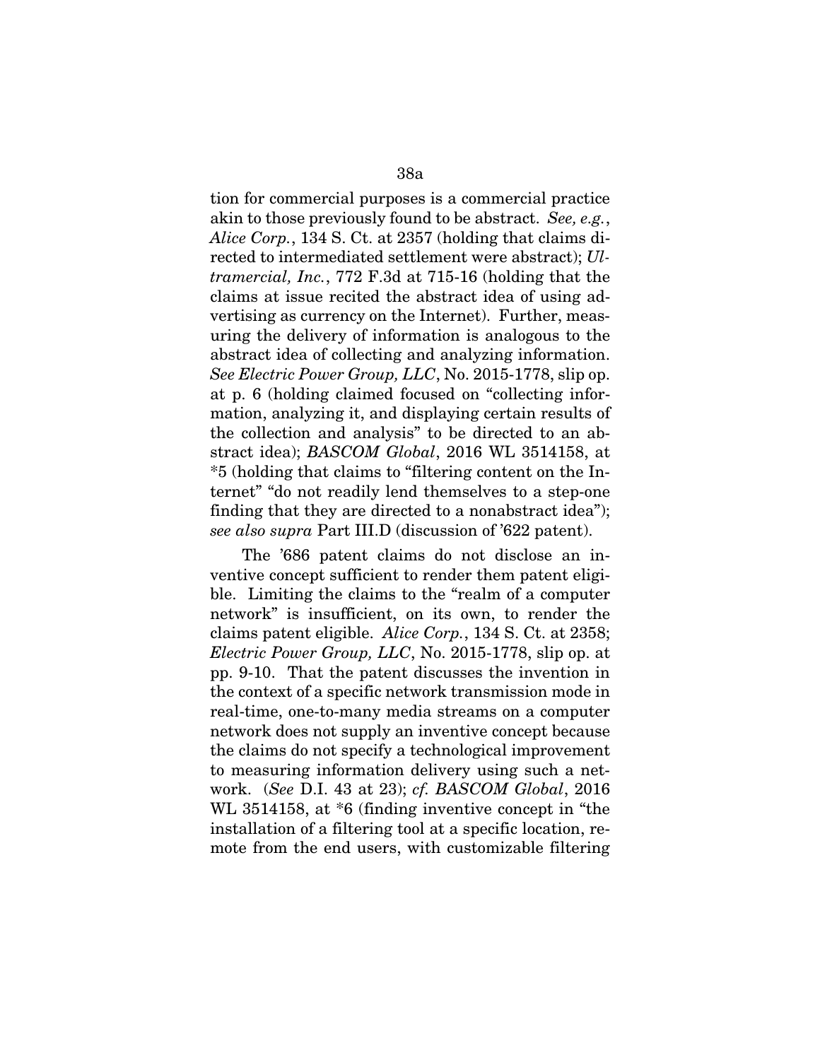tion for commercial purposes is a commercial practice akin to those previously found to be abstract. *See, e.g.*, *Alice Corp.*, 134 S. Ct. at 2357 (holding that claims directed to intermediated settlement were abstract); *Ultramercial, Inc.*, 772 F.3d at 715-16 (holding that the claims at issue recited the abstract idea of using advertising as currency on the Internet). Further, measuring the delivery of information is analogous to the abstract idea of collecting and analyzing information. *See Electric Power Group, LLC*, No. 2015-1778, slip op. at p. 6 (holding claimed focused on "collecting information, analyzing it, and displaying certain results of the collection and analysis" to be directed to an abstract idea); *BASCOM Global*, 2016 WL 3514158, at *5 (holding that claims to "filtering content on the Internet" "do not readily lend themselves to a step-one finding that they are directed to a nonabstract idea"); *see also supra* Part III.D (discussion of '622 patent).

The '686 patent claims do not disclose an inventive concept sufficient to render them patent eligible. Limiting the claims to the "realm of a computer network" is insufficient, on its own, to render the claims patent eligible. *Alice Corp.*, 134 S. Ct. at 2358; *Electric Power Group, LLC*, No. 2015-1778, slip op. at pp. 9-10. That the patent discusses the invention in the context of a specific network transmission mode in real-time, one-to-many media streams on a computer network does not supply an inventive concept because the claims do not specify a technological improvement to measuring information delivery using such a network. (*See* D.I. 43 at 23); *cf. BASCOM Global*, 2016 WL 3514158, at *6 (finding inventive concept in "the installation of a filtering tool at a specific location, remote from the end users, with customizable filtering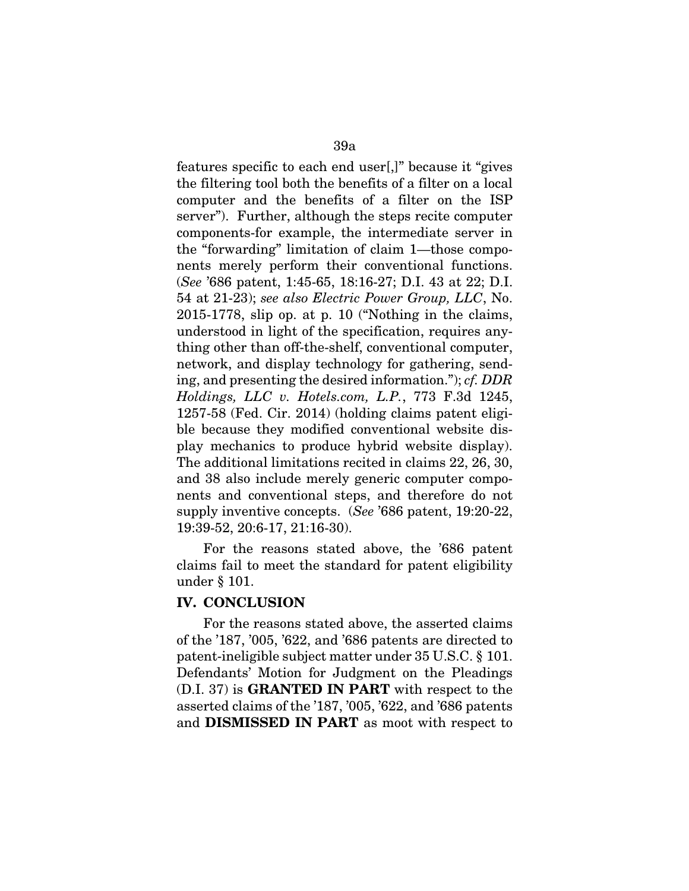features specific to each end user[,]" because it "gives the filtering tool both the benefits of a filter on a local computer and the benefits of a filter on the ISP server"). Further, although the steps recite computer components-for example, the intermediate server in the "forwarding" limitation of claim 1—those components merely perform their conventional functions. (*See* '686 patent, 1:45-65, 18:16-27; D.I. 43 at 22; D.I. 54 at 21-23); *see also Electric Power Group, LLC*, No. 2015-1778, slip op. at p. 10 ("Nothing in the claims, understood in light of the specification, requires anything other than off-the-shelf, conventional computer, network, and display technology for gathering, sending, and presenting the desired information."); *cf. DDR Holdings, LLC v. Hotels.com, L.P.*, 773 F.3d 1245, 1257-58 (Fed. Cir. 2014) (holding claims patent eligible because they modified conventional website display mechanics to produce hybrid website display). The additional limitations recited in claims 22, 26, 30, and 38 also include merely generic computer components and conventional steps, and therefore do not supply inventive concepts. (*See* '686 patent, 19:20-22, 19:39-52, 20:6-17, 21:16-30).

For the reasons stated above, the '686 patent claims fail to meet the standard for patent eligibility under § 101.

## IV. CONCLUSION

For the reasons stated above, the asserted claims of the '187, '005, '622, and '686 patents are directed to patent-ineligible subject matter under 35 U.S.C. § 101. Defendants' Motion for Judgment on the Pleadings (D.I. 37) is **GRANTED IN PART** with respect to the asserted claims of the '187, '005, '622, and '686 patents and **DISMISSED IN PART** as moot with respect to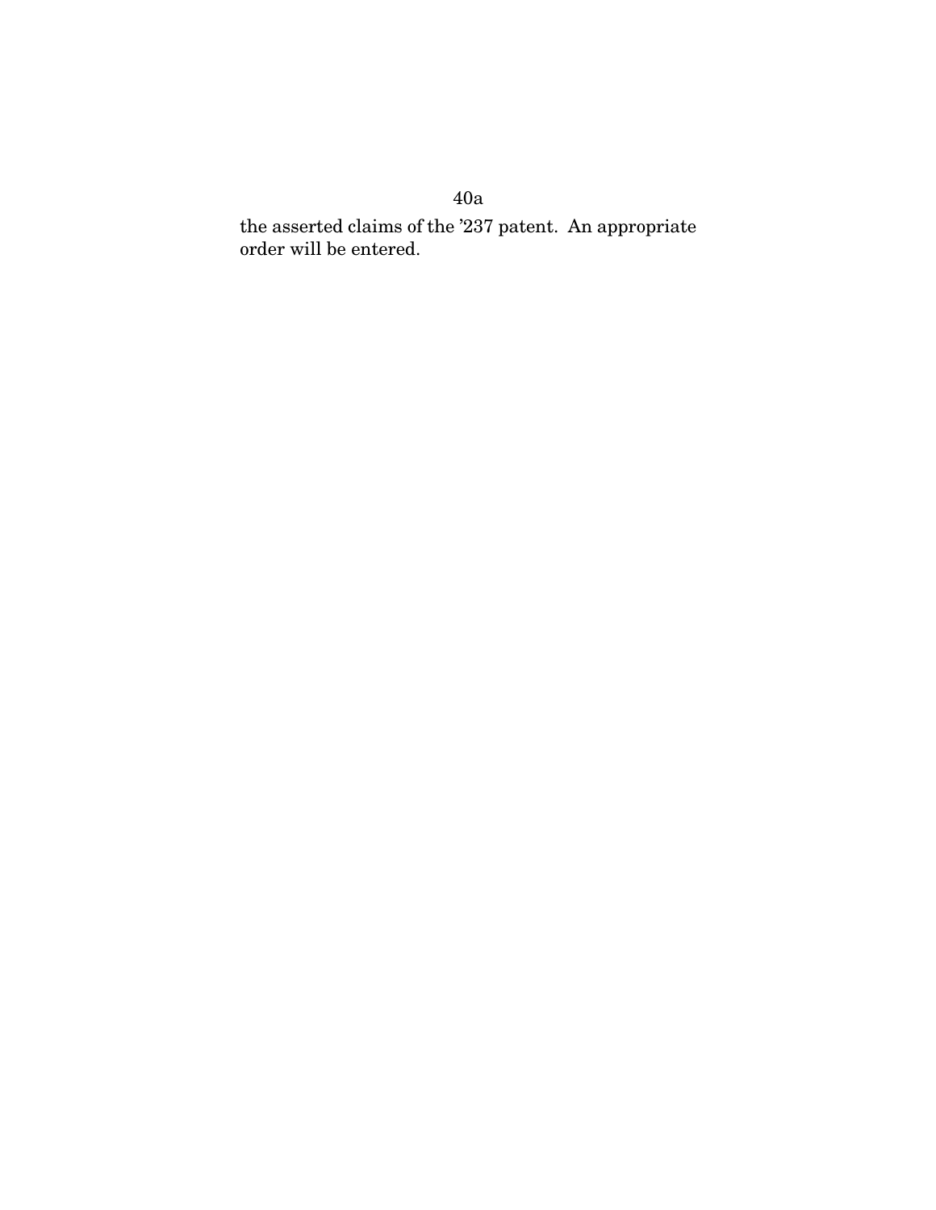the asserted claims of the ’237 patent. An appropriate order will be entered.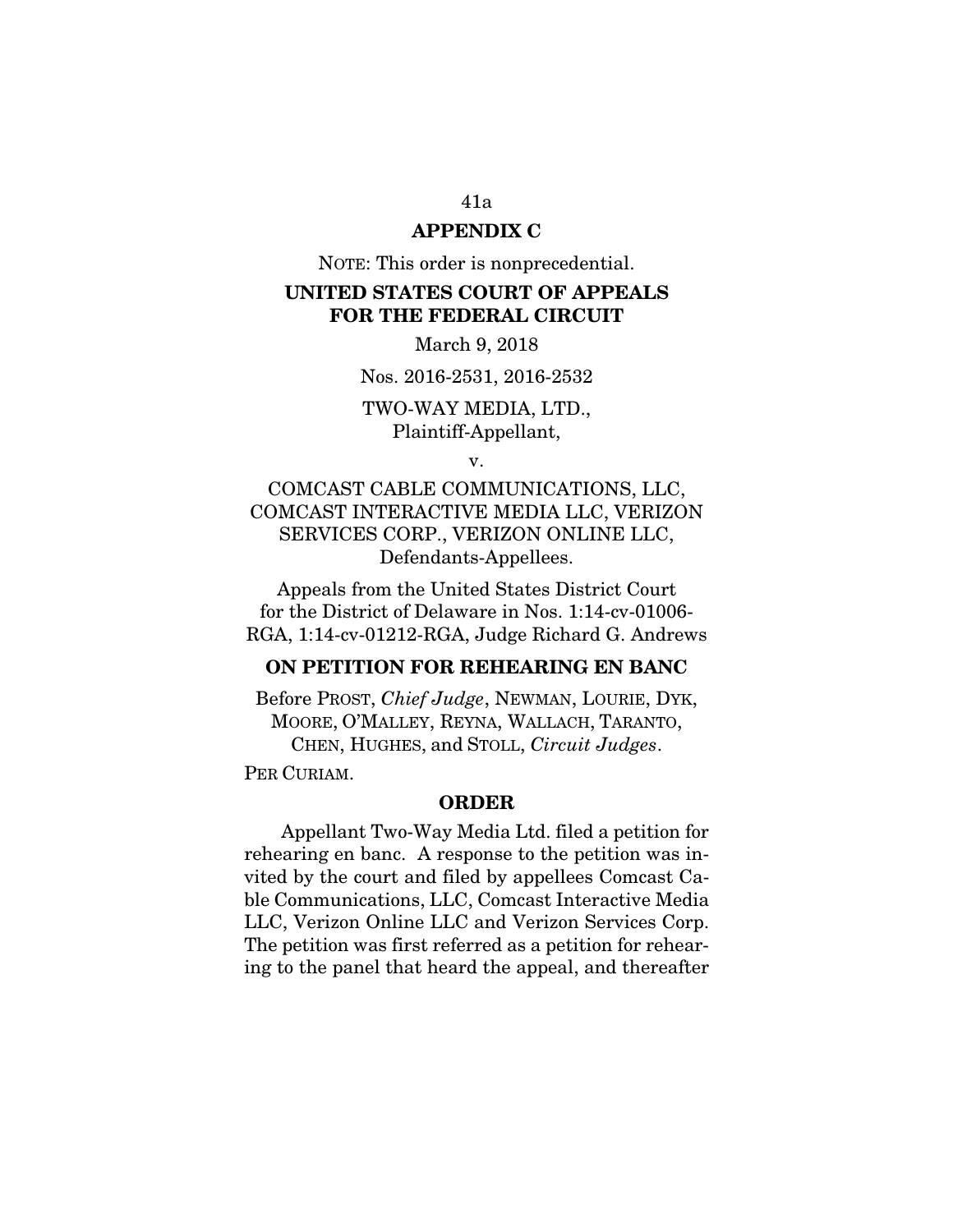## APPENDIX C

NOTE: This order is nonprecedential.

**UNITED STATES COURT OF APPEALS FOR THE FEDERAL CIRCUIT**

March 9, 2018

Nos. 2016-2531, 2016-2532

TWO-WAY MEDIA, LTD.,
Plaintiff-Appellant,

v.

COMCAST CABLE COMMUNICATIONS, LLC, COMCAST INTERACTIVE MEDIA LLC, VERIZON SERVICES CORP., VERIZON ONLINE LLC,
Defendants-Appellees.

Appeals from the United States District Court for the District of Delaware in Nos. 1:14-cv-01006-RGA, 1:14-cv-01212-RGA, Judge Richard G. Andrews

**ON PETITION FOR REHEARING EN BANC**

Before PROST, *Chief Judge*, NEWMAN, LOURIE, DYK, MOORE, O'MALLEY, REYNA, WALLACH, TARANTO, CHEN, HUGHES, and STOLL, *Circuit Judges*.

PER CURIAM.

**ORDER**

Appellant Two-Way Media Ltd. filed a petition for rehearing en banc. A response to the petition was invited by the court and filed by appellees Comcast Cable Communications, LLC, Comcast Interactive Media LLC, Verizon Online LLC and Verizon Services Corp. The petition was first referred as a petition for rehearing to the panel that heard the appeal, and thereafter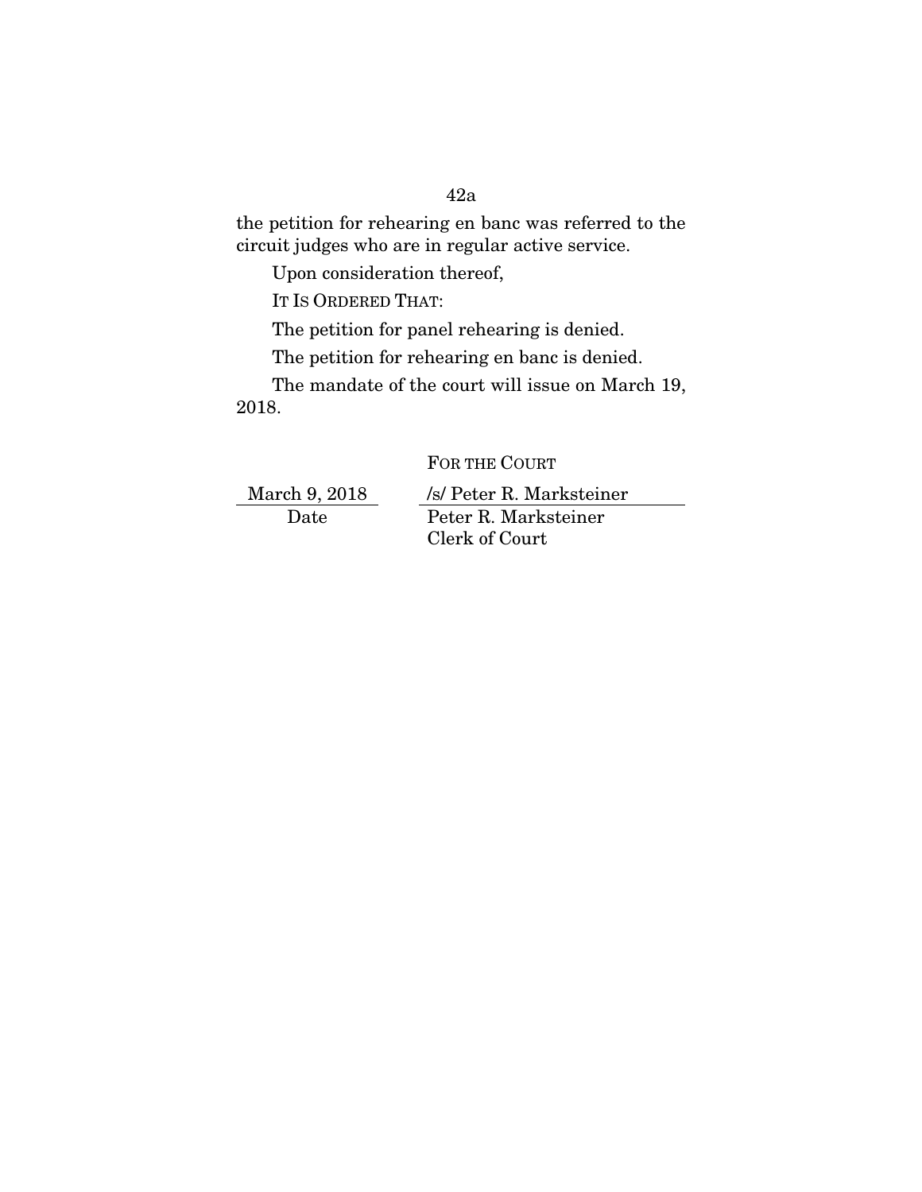the petition for rehearing en banc was referred to the circuit judges who are in regular active service.

Upon consideration thereof,

IT IS ORDERED THAT:

The petition for panel rehearing is denied.

The petition for rehearing en banc is denied.

The mandate of the court will issue on March 19, 2018.

FOR THE COURT

| | |
|---|---|
| March 9, 2018 | /s/ Peter R. Marksteiner |
| Date | Peter R. Marksteiner<br>Clerk of Court |